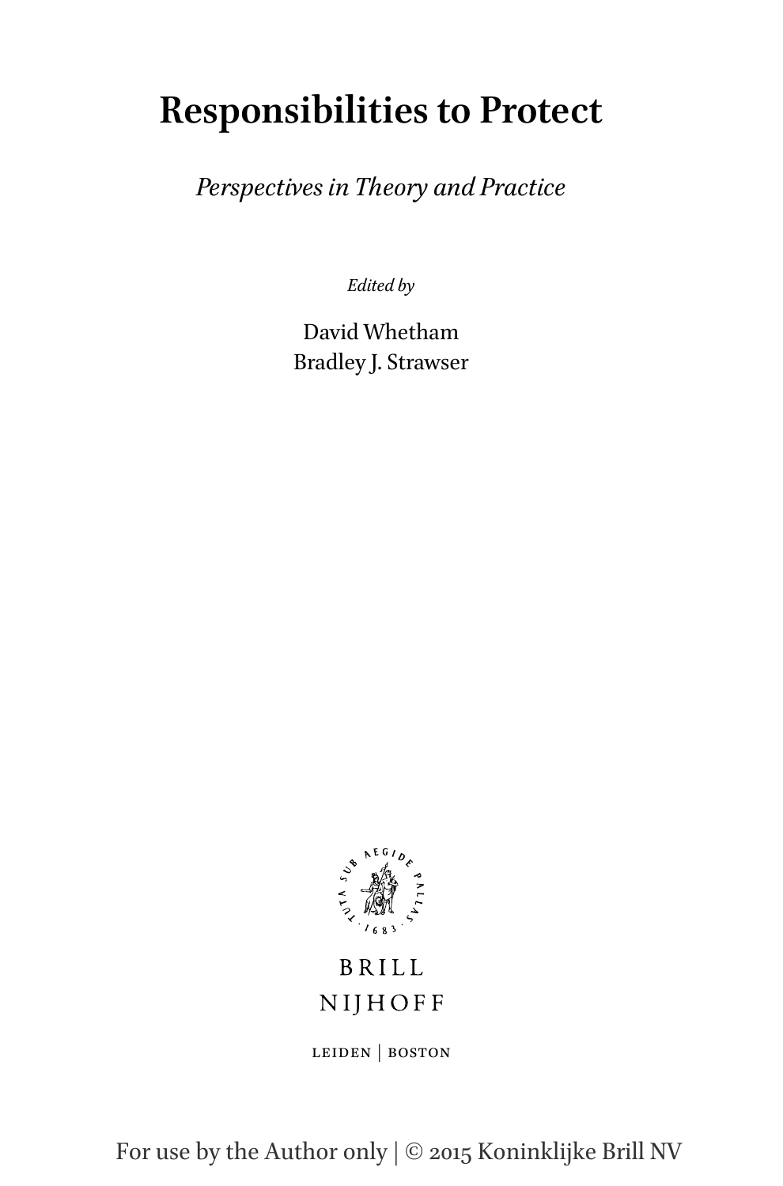# Responsibilities to Protect

*Perspectives in Theory and Practice*

*Edited by*

David Whetham
Bradley J. Strawser

BRILL
NIJHOFF

LEIDEN | BOSTON

For use by the Author only | © 2015 Koninklijke Brill NV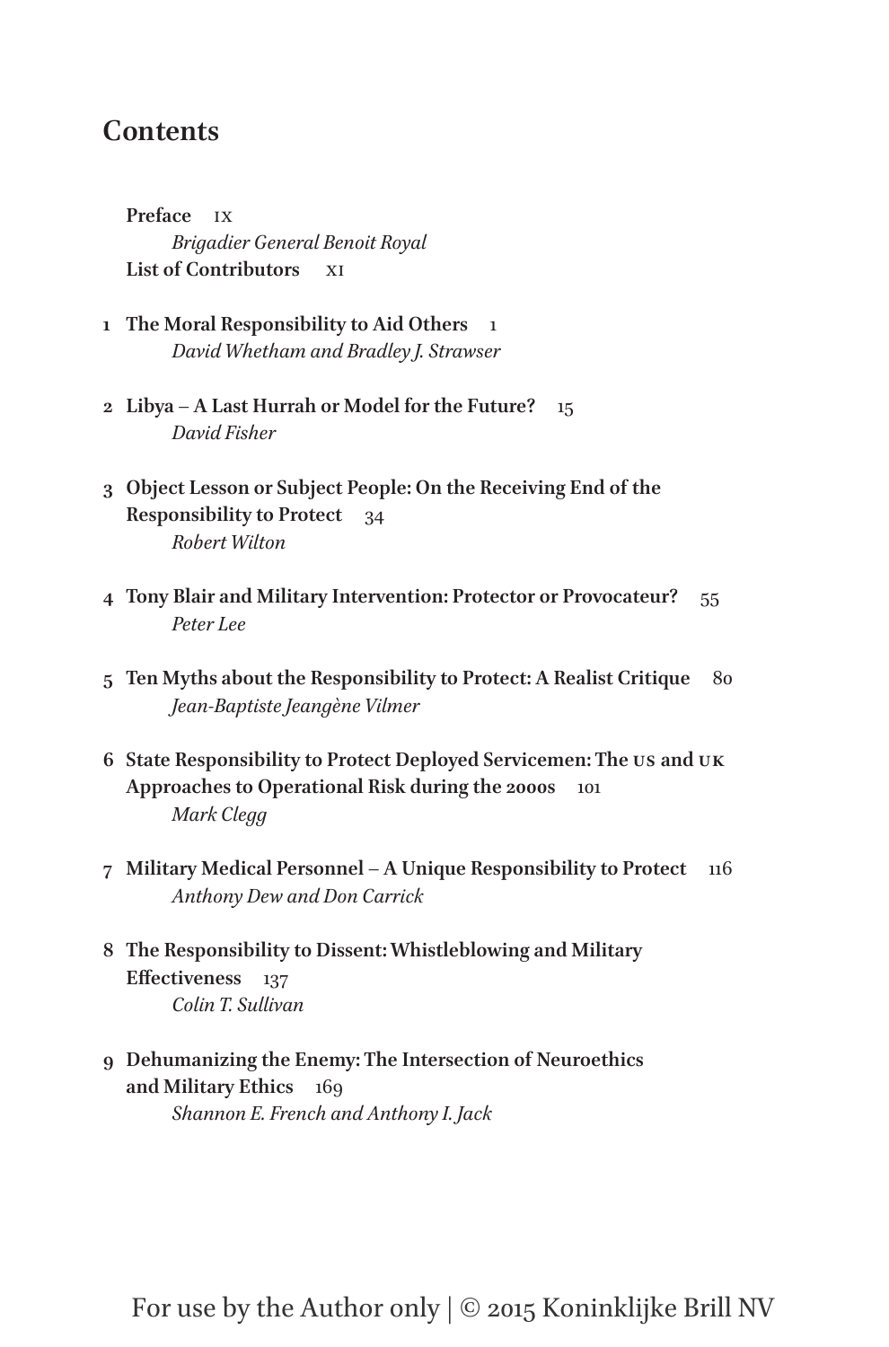## Contents

**Preface** IX
*Brigadier General Benoit Royal*
**List of Contributors** XI

1 **The Moral Responsibility to Aid Others** 1
*David Whetham and Bradley J. Strawser*

2 **Libya – A Last Hurrah or Model for the Future?** 15
*David Fisher*

3 **Object Lesson or Subject People: On the Receiving End of the Responsibility to Protect** 34
*Robert Wilton*

4 **Tony Blair and Military Intervention: Protector or Provocateur?** 55
*Peter Lee*

5 **Ten Myths about the Responsibility to Protect: A Realist Critique** 80
*Jean-Baptiste Jeangène Vilmer*

6 **State Responsibility to Protect Deployed Servicemen: The US and UK Approaches to Operational Risk during the 2000s** 101
*Mark Clegg*

7 **Military Medical Personnel – A Unique Responsibility to Protect** 116
*Anthony Dew and Don Carrick*

8 **The Responsibility to Dissent: Whistleblowing and Military Effectiveness** 137
*Colin T. Sullivan*

9 **Dehumanizing the Enemy: The Intersection of Neuroethics and Military Ethics** 169
*Shannon E. French and Anthony I. Jack*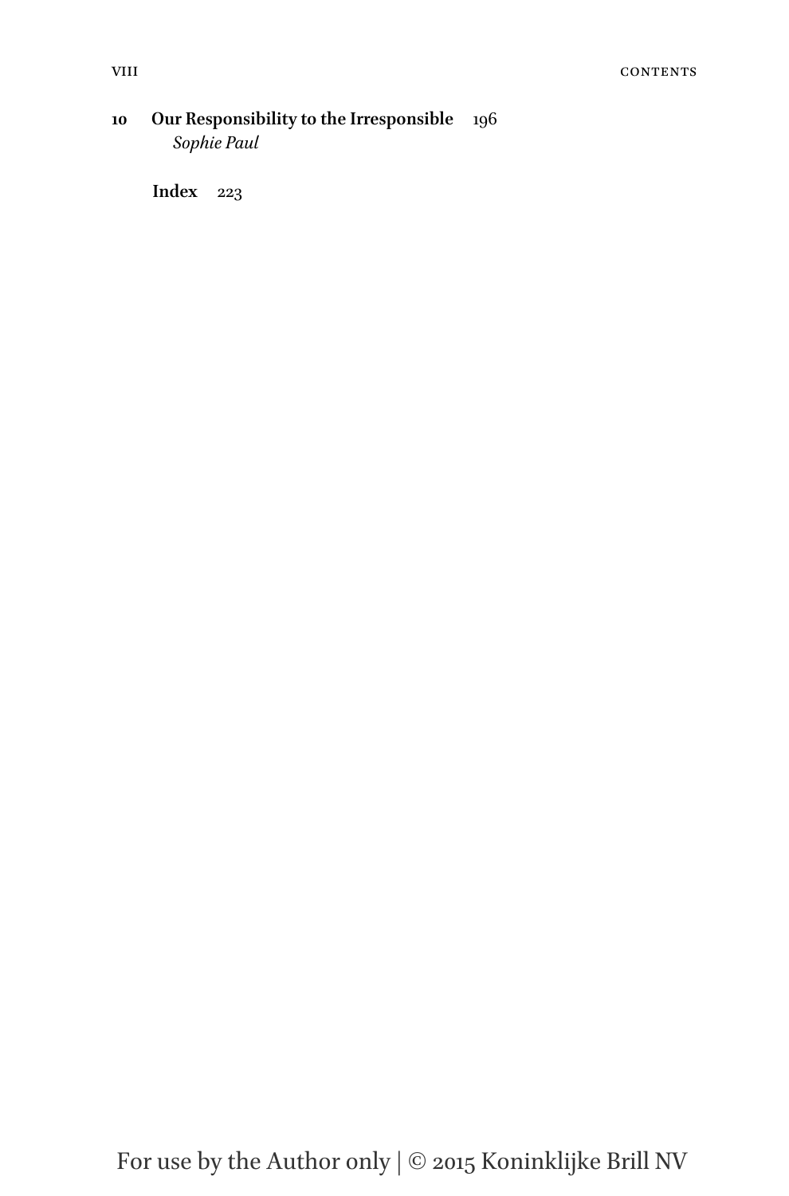**10 Our Responsibility to the Irresponsible** 196
*Sophie Paul*

**Index** 223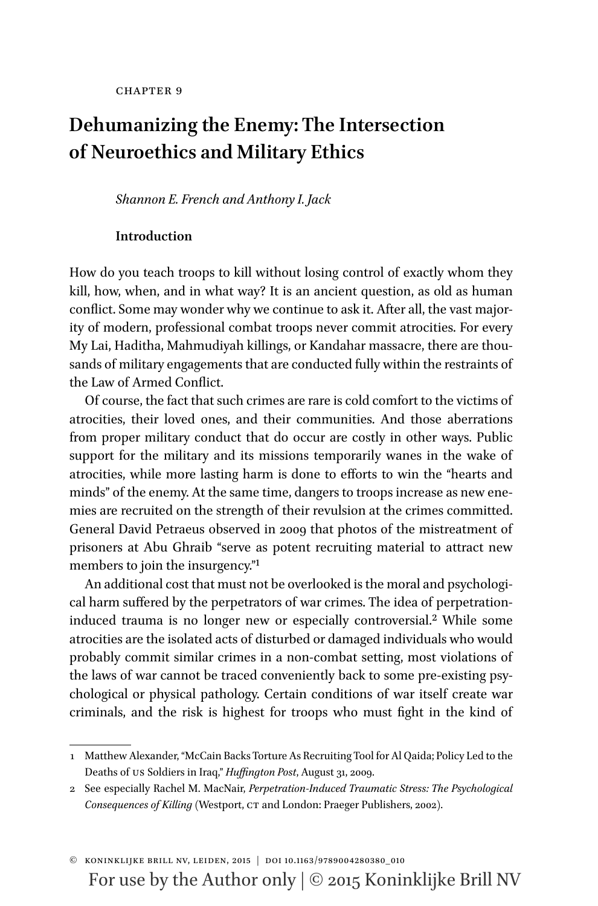CHAPTER 9

# Dehumanizing the Enemy: The Intersection of Neuroethics and Military Ethics

*Shannon E. French and Anthony I. Jack*

## Introduction

How do you teach troops to kill without losing control of exactly whom they kill, how, when, and in what way? It is an ancient question, as old as human conflict. Some may wonder why we continue to ask it. After all, the vast majority of modern, professional combat troops never commit atrocities. For every My Lai, Haditha, Mahmudiyah killings, or Kandahar massacre, there are thousands of military engagements that are conducted fully within the restraints of the Law of Armed Conflict.

Of course, the fact that such crimes are rare is cold comfort to the victims of atrocities, their loved ones, and their communities. And those aberrations from proper military conduct that do occur are costly in other ways. Public support for the military and its missions temporarily wanes in the wake of atrocities, while more lasting harm is done to efforts to win the "hearts and minds" of the enemy. At the same time, dangers to troops increase as new enemies are recruited on the strength of their revulsion at the crimes committed. General David Petraeus observed in 2009 that photos of the mistreatment of prisoners at Abu Ghraib "serve as potent recruiting material to attract new members to join the insurgency."[1]

An additional cost that must not be overlooked is the moral and psychological harm suffered by the perpetrators of war crimes. The idea of perpetration-induced trauma is no longer new or especially controversial.[2] While some atrocities are the isolated acts of disturbed or damaged individuals who would probably commit similar crimes in a non-combat setting, most violations of the laws of war cannot be traced conveniently back to some pre-existing psychological or physical pathology. Certain conditions of war itself create war criminals, and the risk is highest for troops who must fight in the kind of

---

1 Matthew Alexander, "McCain Backs Torture As Recruiting Tool for Al Qaida; Policy Led to the Deaths of US Soldiers in Iraq," *Huffington Post*, August 31, 2009.

2 See especially Rachel M. MacNair, *Perpetration-Induced Traumatic Stress: The Psychological Consequences of Killing* (Westport, CT and London: Praeger Publishers, 2002).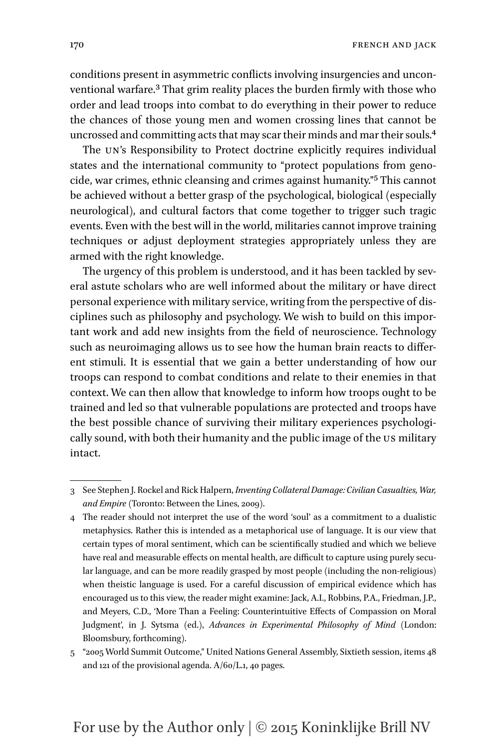conditions present in asymmetric conflicts involving insurgencies and unconventional warfare.[3] That grim reality places the burden firmly with those who order and lead troops into combat to do everything in their power to reduce the chances of those young men and women crossing lines that cannot be uncrossed and committing acts that may scar their minds and mar their souls.[4]

The UN's Responsibility to Protect doctrine explicitly requires individual states and the international community to "protect populations from genocide, war crimes, ethnic cleansing and crimes against humanity."[5] This cannot be achieved without a better grasp of the psychological, biological (especially neurological), and cultural factors that come together to trigger such tragic events. Even with the best will in the world, militaries cannot improve training techniques or adjust deployment strategies appropriately unless they are armed with the right knowledge.

The urgency of this problem is understood, and it has been tackled by several astute scholars who are well informed about the military or have direct personal experience with military service, writing from the perspective of disciplines such as philosophy and psychology. We wish to build on this important work and add new insights from the field of neuroscience. Technology such as neuroimaging allows us to see how the human brain reacts to different stimuli. It is essential that we gain a better understanding of how our troops can respond to combat conditions and relate to their enemies in that context. We can then allow that knowledge to inform how troops ought to be trained and led so that vulnerable populations are protected and troops have the best possible chance of surviving their military experiences psychologically sound, with both their humanity and the public image of the US military intact.

---

3 See Stephen J. Rockel and Rick Halpern, *Inventing Collateral Damage: Civilian Casualties, War, and Empire* (Toronto: Between the Lines, 2009).

4 The reader should not interpret the use of the word 'soul' as a commitment to a dualistic metaphysics. Rather this is intended as a metaphorical use of language. It is our view that certain types of moral sentiment, which can be scientifically studied and which we believe have real and measurable effects on mental health, are difficult to capture using purely secular language, and can be more readily grasped by most people (including the non-religious) when theistic language is used. For a careful discussion of empirical evidence which has encouraged us to this view, the reader might examine: Jack, A.I., Robbins, P.A., Friedman, J.P., and Meyers, C.D., 'More Than a Feeling: Counterintuitive Effects of Compassion on Moral Judgment', in J. Sytsma (ed.), *Advances in Experimental Philosophy of Mind* (London: Bloomsbury, forthcoming).

5 "2005 World Summit Outcome," United Nations General Assembly, Sixtieth session, items 48 and 121 of the provisional agenda. A/60/L.1, 40 pages.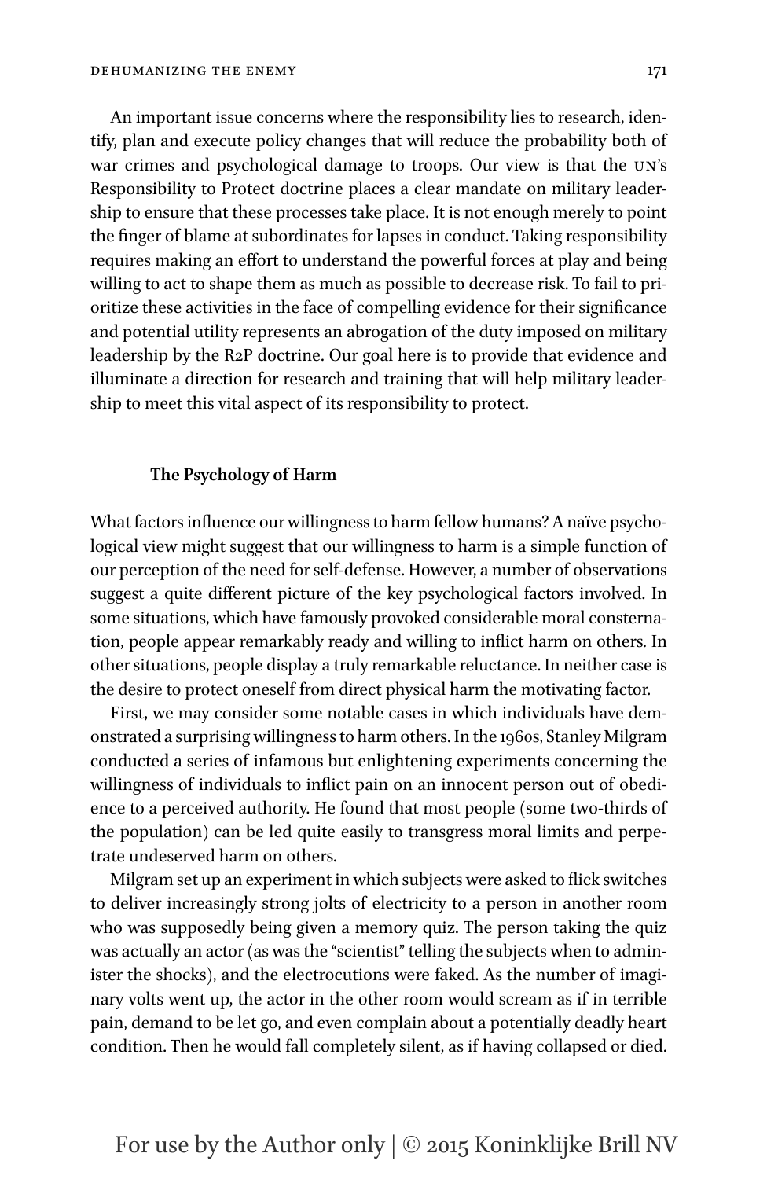An important issue concerns where the responsibility lies to research, identify, plan and execute policy changes that will reduce the probability both of war crimes and psychological damage to troops. Our view is that the UN's Responsibility to Protect doctrine places a clear mandate on military leadership to ensure that these processes take place. It is not enough merely to point the finger of blame at subordinates for lapses in conduct. Taking responsibility requires making an effort to understand the powerful forces at play and being willing to act to shape them as much as possible to decrease risk. To fail to prioritize these activities in the face of compelling evidence for their significance and potential utility represents an abrogation of the duty imposed on military leadership by the R2P doctrine. Our goal here is to provide that evidence and illuminate a direction for research and training that will help military leadership to meet this vital aspect of its responsibility to protect.

## The Psychology of Harm

What factors influence our willingness to harm fellow humans? A naïve psychological view might suggest that our willingness to harm is a simple function of our perception of the need for self-defense. However, a number of observations suggest a quite different picture of the key psychological factors involved. In some situations, which have famously provoked considerable moral consternation, people appear remarkably ready and willing to inflict harm on others. In other situations, people display a truly remarkable reluctance. In neither case is the desire to protect oneself from direct physical harm the motivating factor.

First, we may consider some notable cases in which individuals have demonstrated a surprising willingness to harm others. In the 1960s, Stanley Milgram conducted a series of infamous but enlightening experiments concerning the willingness of individuals to inflict pain on an innocent person out of obedience to a perceived authority. He found that most people (some two-thirds of the population) can be led quite easily to transgress moral limits and perpetrate undeserved harm on others.

Milgram set up an experiment in which subjects were asked to flick switches to deliver increasingly strong jolts of electricity to a person in another room who was supposedly being given a memory quiz. The person taking the quiz was actually an actor (as was the "scientist" telling the subjects when to administer the shocks), and the electrocutions were faked. As the number of imaginary volts went up, the actor in the other room would scream as if in terrible pain, demand to be let go, and even complain about a potentially deadly heart condition. Then he would fall completely silent, as if having collapsed or died.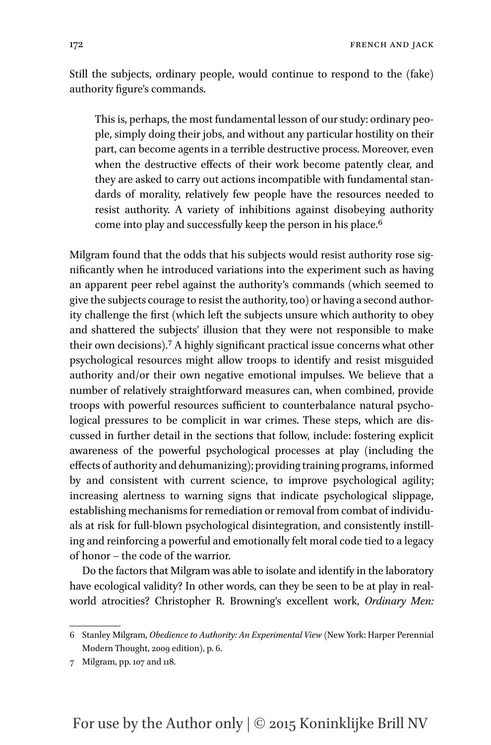Still the subjects, ordinary people, would continue to respond to the (fake) authority figure's commands.

> This is, perhaps, the most fundamental lesson of our study: ordinary people, simply doing their jobs, and without any particular hostility on their part, can become agents in a terrible destructive process. Moreover, even when the destructive effects of their work become patently clear, and they are asked to carry out actions incompatible with fundamental standards of morality, relatively few people have the resources needed to resist authority. A variety of inhibitions against disobeying authority come into play and successfully keep the person in his place.[6]

Milgram found that the odds that his subjects would resist authority rose significantly when he introduced variations into the experiment such as having an apparent peer rebel against the authority's commands (which seemed to give the subjects courage to resist the authority, too) or having a second authority challenge the first (which left the subjects unsure which authority to obey and shattered the subjects' illusion that they were not responsible to make their own decisions).[7] A highly significant practical issue concerns what other psychological resources might allow troops to identify and resist misguided authority and/or their own negative emotional impulses. We believe that a number of relatively straightforward measures can, when combined, provide troops with powerful resources sufficient to counterbalance natural psychological pressures to be complicit in war crimes. These steps, which are discussed in further detail in the sections that follow, include: fostering explicit awareness of the powerful psychological processes at play (including the effects of authority and dehumanizing); providing training programs, informed by and consistent with current science, to improve psychological agility; increasing alertness to warning signs that indicate psychological slippage, establishing mechanisms for remediation or removal from combat of individuals at risk for full-blown psychological disintegration, and consistently instilling and reinforcing a powerful and emotionally felt moral code tied to a legacy of honor – the code of the warrior.

Do the factors that Milgram was able to isolate and identify in the laboratory have ecological validity? In other words, can they be seen to be at play in real-world atrocities? Christopher R. Browning's excellent work, *Ordinary Men:*

---

6 Stanley Milgram, *Obedience to Authority: An Experimental View* (New York: Harper Perennial Modern Thought, 2009 edition), p. 6.

7 Milgram, pp. 107 and 118.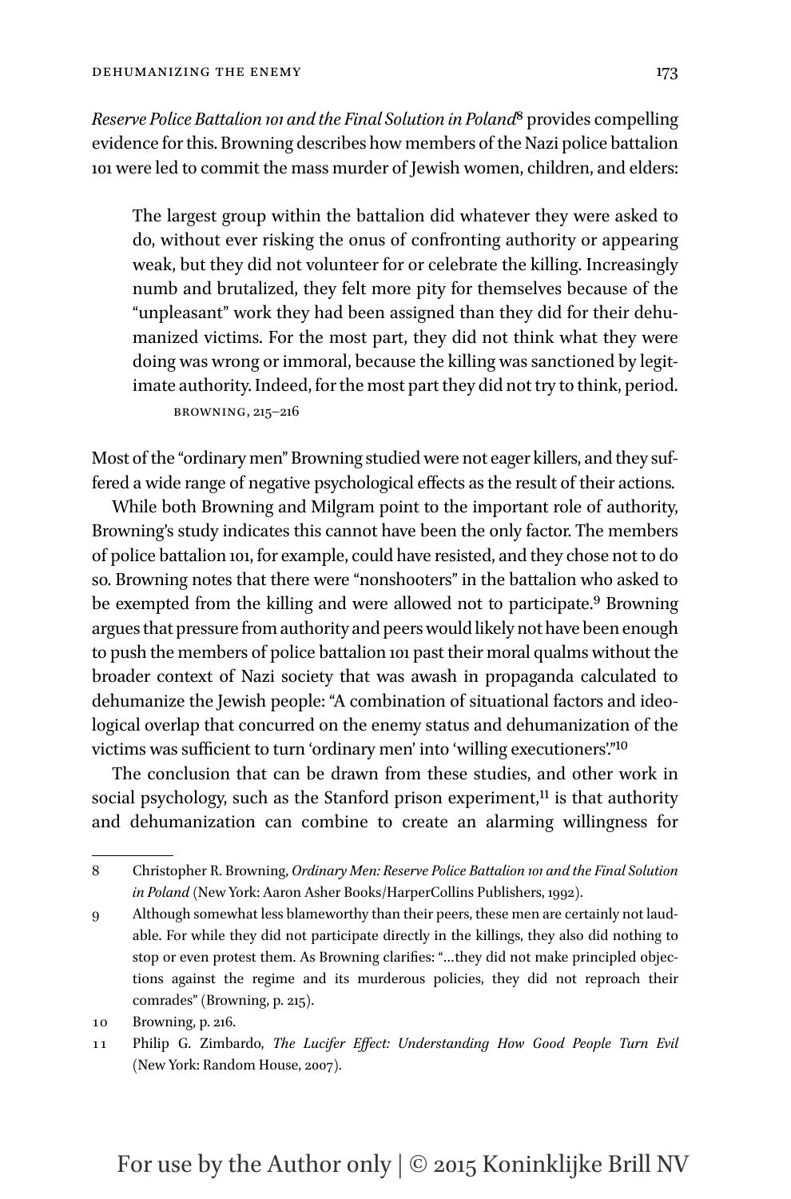*Reserve Police Battalion 101 and the Final Solution in Poland*[8] provides compelling evidence for this. Browning describes how members of the Nazi police battalion 101 were led to commit the mass murder of Jewish women, children, and elders:

> The largest group within the battalion did whatever they were asked to do, without ever risking the onus of confronting authority or appearing weak, but they did not volunteer for or celebrate the killing. Increasingly numb and brutalized, they felt more pity for themselves because of the "unpleasant" work they had been assigned than they did for their dehumanized victims. For the most part, they did not think what they were doing was wrong or immoral, because the killing was sanctioned by legitimate authority. Indeed, for the most part they did not try to think, period.
>
> BROWNING, 215–216

Most of the "ordinary men" Browning studied were not eager killers, and they suffered a wide range of negative psychological effects as the result of their actions.

While both Browning and Milgram point to the important role of authority, Browning's study indicates this cannot have been the only factor. The members of police battalion 101, for example, could have resisted, and they chose not to do so. Browning notes that there were "nonshooters" in the battalion who asked to be exempted from the killing and were allowed not to participate.[9] Browning argues that pressure from authority and peers would likely not have been enough to push the members of police battalion 101 past their moral qualms without the broader context of Nazi society that was awash in propaganda calculated to dehumanize the Jewish people: "A combination of situational factors and ideological overlap that concurred on the enemy status and dehumanization of the victims was sufficient to turn 'ordinary men' into 'willing executioners'."[10]

The conclusion that can be drawn from these studies, and other work in social psychology, such as the Stanford prison experiment,[11] is that authority and dehumanization can combine to create an alarming willingness for

---

8 Christopher R. Browning, *Ordinary Men: Reserve Police Battalion 101 and the Final Solution in Poland* (New York: Aaron Asher Books/HarperCollins Publishers, 1992).

9 Although somewhat less blameworthy than their peers, these men are certainly not laudable. For while they did not participate directly in the killings, they also did nothing to stop or even protest them. As Browning clarifies: "…they did not make principled objections against the regime and its murderous policies, they did not reproach their comrades" (Browning, p. 215).

10 Browning, p. 216.

11 Philip G. Zimbardo, *The Lucifer Effect: Understanding How Good People Turn Evil* (New York: Random House, 2007).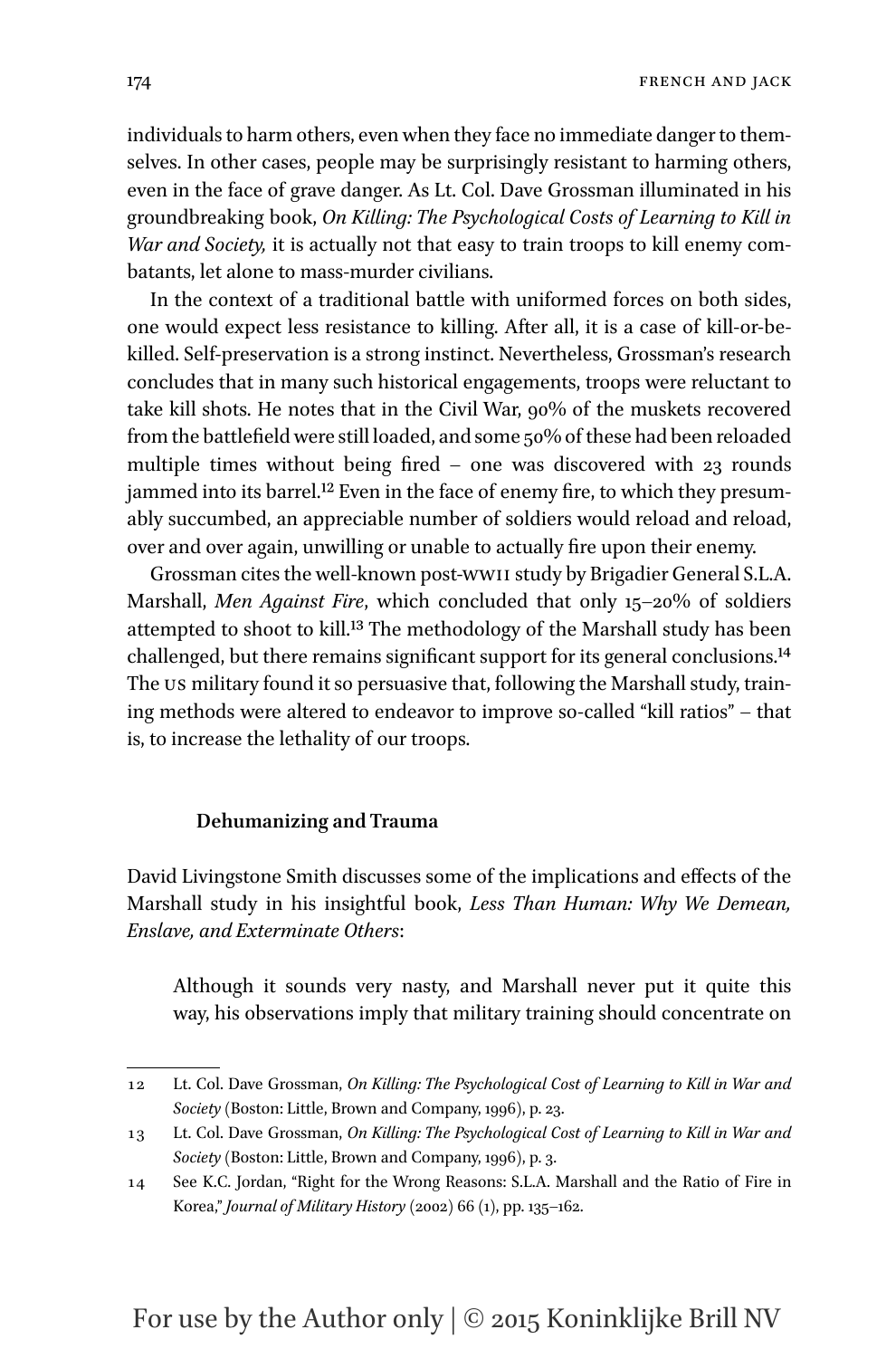individuals to harm others, even when they face no immediate danger to themselves. In other cases, people may be surprisingly resistant to harming others, even in the face of grave danger. As Lt. Col. Dave Grossman illuminated in his groundbreaking book, *On Killing: The Psychological Costs of Learning to Kill in War and Society,* it is actually not that easy to train troops to kill enemy combatants, let alone to mass-murder civilians.

In the context of a traditional battle with uniformed forces on both sides, one would expect less resistance to killing. After all, it is a case of kill-or-be-killed. Self-preservation is a strong instinct. Nevertheless, Grossman's research concludes that in many such historical engagements, troops were reluctant to take kill shots. He notes that in the Civil War, 90% of the muskets recovered from the battlefield were still loaded, and some 50% of these had been reloaded multiple times without being fired – one was discovered with 23 rounds jammed into its barrel.[12] Even in the face of enemy fire, to which they presumably succumbed, an appreciable number of soldiers would reload and reload, over and over again, unwilling or unable to actually fire upon their enemy.

Grossman cites the well-known post-WWII study by Brigadier General S.L.A. Marshall, *Men Against Fire*, which concluded that only 15–20% of soldiers attempted to shoot to kill.[13] The methodology of the Marshall study has been challenged, but there remains significant support for its general conclusions.[14] The US military found it so persuasive that, following the Marshall study, training methods were altered to endeavor to improve so-called "kill ratios" – that is, to increase the lethality of our troops.

### Dehumanizing and Trauma

David Livingstone Smith discusses some of the implications and effects of the Marshall study in his insightful book, *Less Than Human: Why We Demean, Enslave, and Exterminate Others*:

> Although it sounds very nasty, and Marshall never put it quite this way, his observations imply that military training should concentrate on

---

12 Lt. Col. Dave Grossman, *On Killing: The Psychological Cost of Learning to Kill in War and Society* (Boston: Little, Brown and Company, 1996), p. 23.

13 Lt. Col. Dave Grossman, *On Killing: The Psychological Cost of Learning to Kill in War and Society* (Boston: Little, Brown and Company, 1996), p. 3.

14 See K.C. Jordan, "Right for the Wrong Reasons: S.L.A. Marshall and the Ratio of Fire in Korea," *Journal of Military History* (2002) 66 (1), pp. 135–162.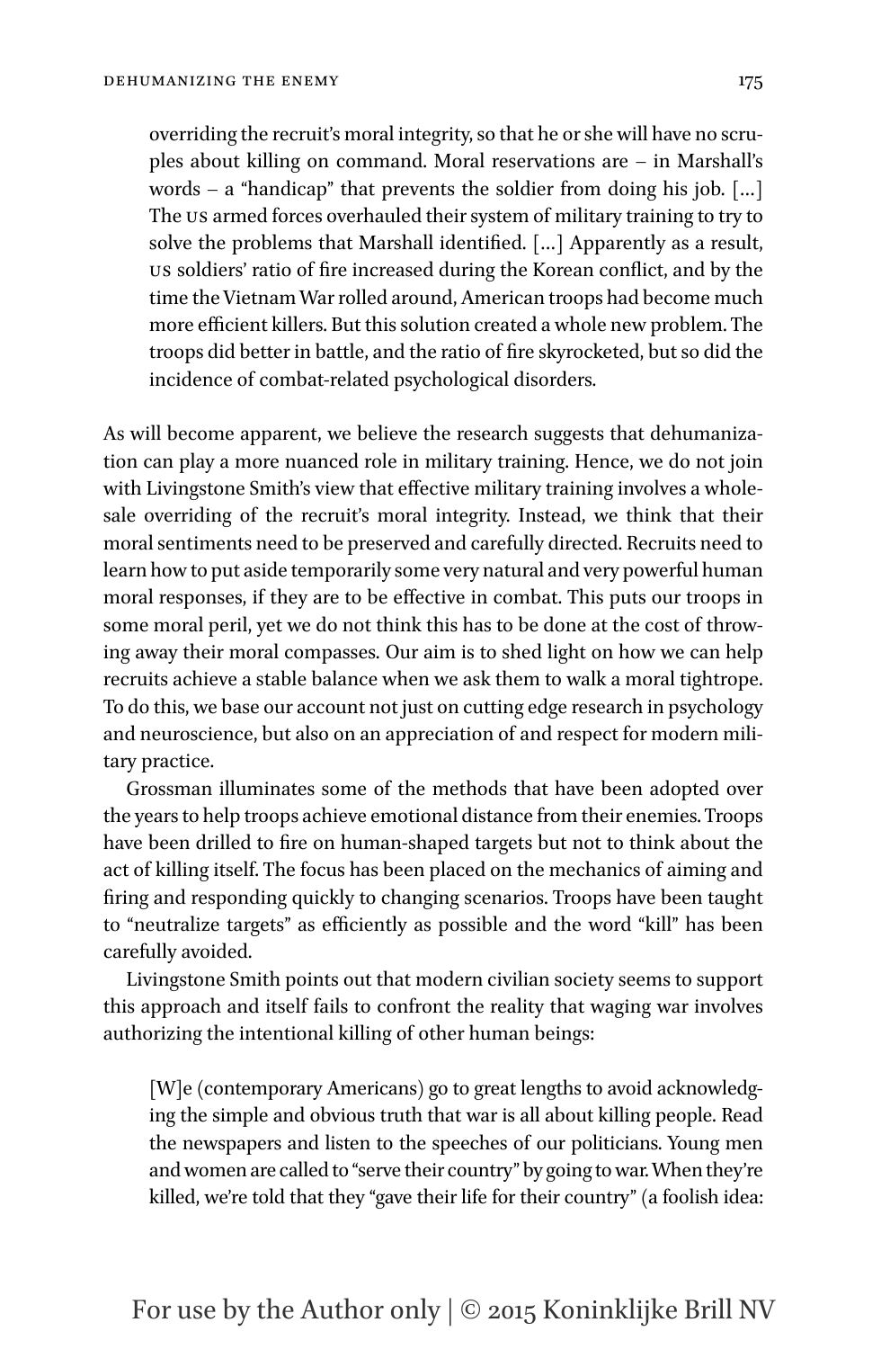> overriding the recruit's moral integrity, so that he or she will have no scruples about killing on command. Moral reservations are – in Marshall's words – a "handicap" that prevents the soldier from doing his job. [...] The US armed forces overhauled their system of military training to try to solve the problems that Marshall identified. [...] Apparently as a result, US soldiers' ratio of fire increased during the Korean conflict, and by the time the Vietnam War rolled around, American troops had become much more efficient killers. But this solution created a whole new problem. The troops did better in battle, and the ratio of fire skyrocketed, but so did the incidence of combat-related psychological disorders.

As will become apparent, we believe the research suggests that dehumanization can play a more nuanced role in military training. Hence, we do not join with Livingstone Smith's view that effective military training involves a wholesale overriding of the recruit's moral integrity. Instead, we think that their moral sentiments need to be preserved and carefully directed. Recruits need to learn how to put aside temporarily some very natural and very powerful human moral responses, if they are to be effective in combat. This puts our troops in some moral peril, yet we do not think this has to be done at the cost of throwing away their moral compasses. Our aim is to shed light on how we can help recruits achieve a stable balance when we ask them to walk a moral tightrope. To do this, we base our account not just on cutting edge research in psychology and neuroscience, but also on an appreciation of and respect for modern military practice.

Grossman illuminates some of the methods that have been adopted over the years to help troops achieve emotional distance from their enemies. Troops have been drilled to fire on human-shaped targets but not to think about the act of killing itself. The focus has been placed on the mechanics of aiming and firing and responding quickly to changing scenarios. Troops have been taught to "neutralize targets" as efficiently as possible and the word "kill" has been carefully avoided.

Livingstone Smith points out that modern civilian society seems to support this approach and itself fails to confront the reality that waging war involves authorizing the intentional killing of other human beings:

> [W]e (contemporary Americans) go to great lengths to avoid acknowledging the simple and obvious truth that war is all about killing people. Read the newspapers and listen to the speeches of our politicians. Young men and women are called to "serve their country" by going to war. When they're killed, we're told that they "gave their life for their country" (a foolish idea: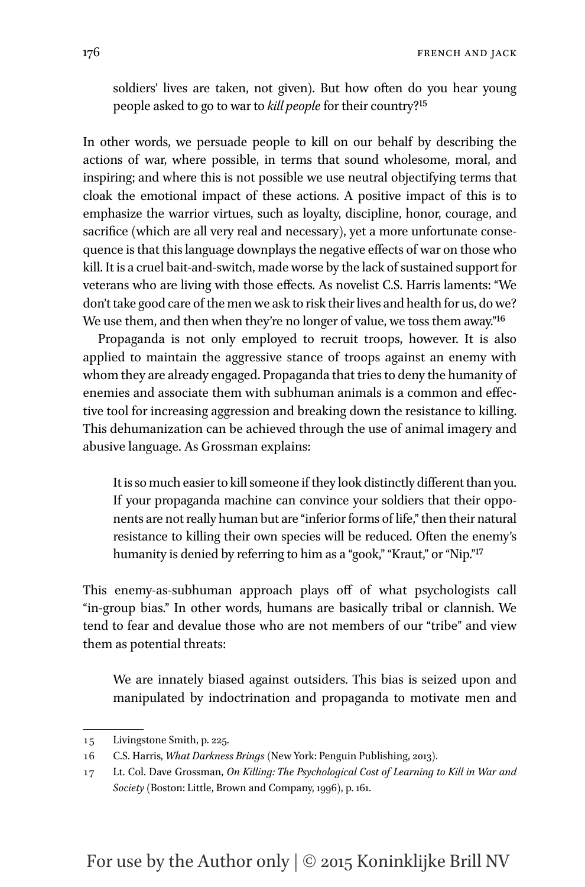> soldiers' lives are taken, not given). But how often do you hear young people asked to go to war to *kill people* for their country?[15]

In other words, we persuade people to kill on our behalf by describing the actions of war, where possible, in terms that sound wholesome, moral, and inspiring; and where this is not possible we use neutral objectifying terms that cloak the emotional impact of these actions. A positive impact of this is to emphasize the warrior virtues, such as loyalty, discipline, honor, courage, and sacrifice (which are all very real and necessary), yet a more unfortunate consequence is that this language downplays the negative effects of war on those who kill. It is a cruel bait-and-switch, made worse by the lack of sustained support for veterans who are living with those effects. As novelist C.S. Harris laments: "We don't take good care of the men we ask to risk their lives and health for us, do we? We use them, and then when they're no longer of value, we toss them away."[16]

Propaganda is not only employed to recruit troops, however. It is also applied to maintain the aggressive stance of troops against an enemy with whom they are already engaged. Propaganda that tries to deny the humanity of enemies and associate them with subhuman animals is a common and effective tool for increasing aggression and breaking down the resistance to killing. This dehumanization can be achieved through the use of animal imagery and abusive language. As Grossman explains:

> It is so much easier to kill someone if they look distinctly different than you. If your propaganda machine can convince your soldiers that their opponents are not really human but are "inferior forms of life," then their natural resistance to killing their own species will be reduced. Often the enemy's humanity is denied by referring to him as a "gook," "Kraut," or "Nip."[17]

This enemy-as-subhuman approach plays off of what psychologists call "in-group bias." In other words, humans are basically tribal or clannish. We tend to fear and devalue those who are not members of our "tribe" and view them as potential threats:

> We are innately biased against outsiders. This bias is seized upon and manipulated by indoctrination and propaganda to motivate men and

---

15 Livingstone Smith, p. 225.

16 C.S. Harris, *What Darkness Brings* (New York: Penguin Publishing, 2013).

17 Lt. Col. Dave Grossman, *On Killing: The Psychological Cost of Learning to Kill in War and Society* (Boston: Little, Brown and Company, 1996), p. 161.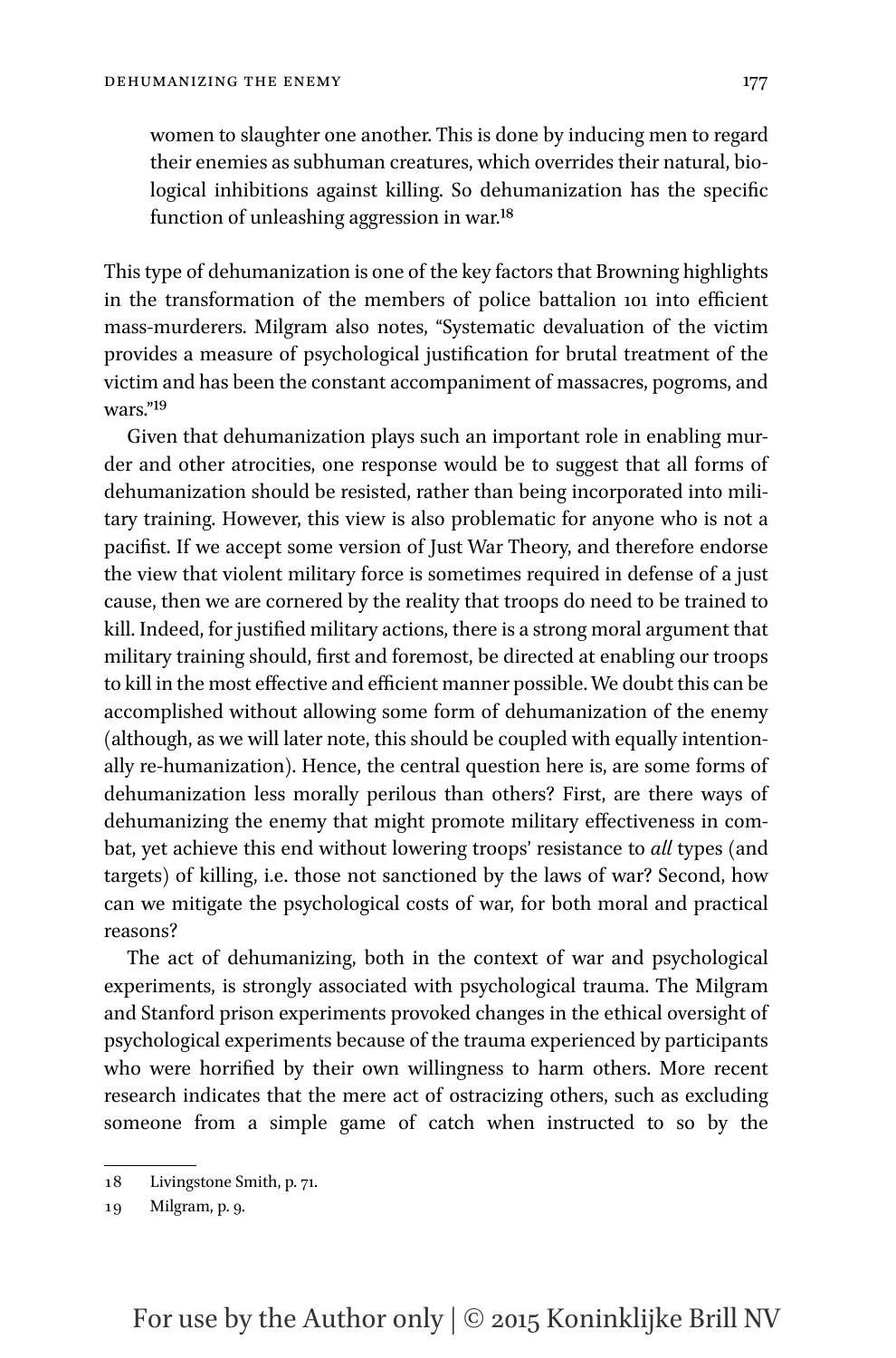> women to slaughter one another. This is done by inducing men to regard their enemies as subhuman creatures, which overrides their natural, biological inhibitions against killing. So dehumanization has the specific function of unleashing aggression in war.[18]

This type of dehumanization is one of the key factors that Browning highlights in the transformation of the members of police battalion 101 into efficient mass-murderers. Milgram also notes, "Systematic devaluation of the victim provides a measure of psychological justification for brutal treatment of the victim and has been the constant accompaniment of massacres, pogroms, and wars."[19]

Given that dehumanization plays such an important role in enabling murder and other atrocities, one response would be to suggest that all forms of dehumanization should be resisted, rather than being incorporated into military training. However, this view is also problematic for anyone who is not a pacifist. If we accept some version of Just War Theory, and therefore endorse the view that violent military force is sometimes required in defense of a just cause, then we are cornered by the reality that troops do need to be trained to kill. Indeed, for justified military actions, there is a strong moral argument that military training should, first and foremost, be directed at enabling our troops to kill in the most effective and efficient manner possible. We doubt this can be accomplished without allowing some form of dehumanization of the enemy (although, as we will later note, this should be coupled with equally intentionally re-humanization). Hence, the central question here is, are some forms of dehumanization less morally perilous than others? First, are there ways of dehumanizing the enemy that might promote military effectiveness in combat, yet achieve this end without lowering troops' resistance to *all* types (and targets) of killing, i.e. those not sanctioned by the laws of war? Second, how can we mitigate the psychological costs of war, for both moral and practical reasons?

The act of dehumanizing, both in the context of war and psychological experiments, is strongly associated with psychological trauma. The Milgram and Stanford prison experiments provoked changes in the ethical oversight of psychological experiments because of the trauma experienced by participants who were horrified by their own willingness to harm others. More recent research indicates that the mere act of ostracizing others, such as excluding someone from a simple game of catch when instructed to so by the

---

18 Livingstone Smith, p. 71.

19 Milgram, p. 9.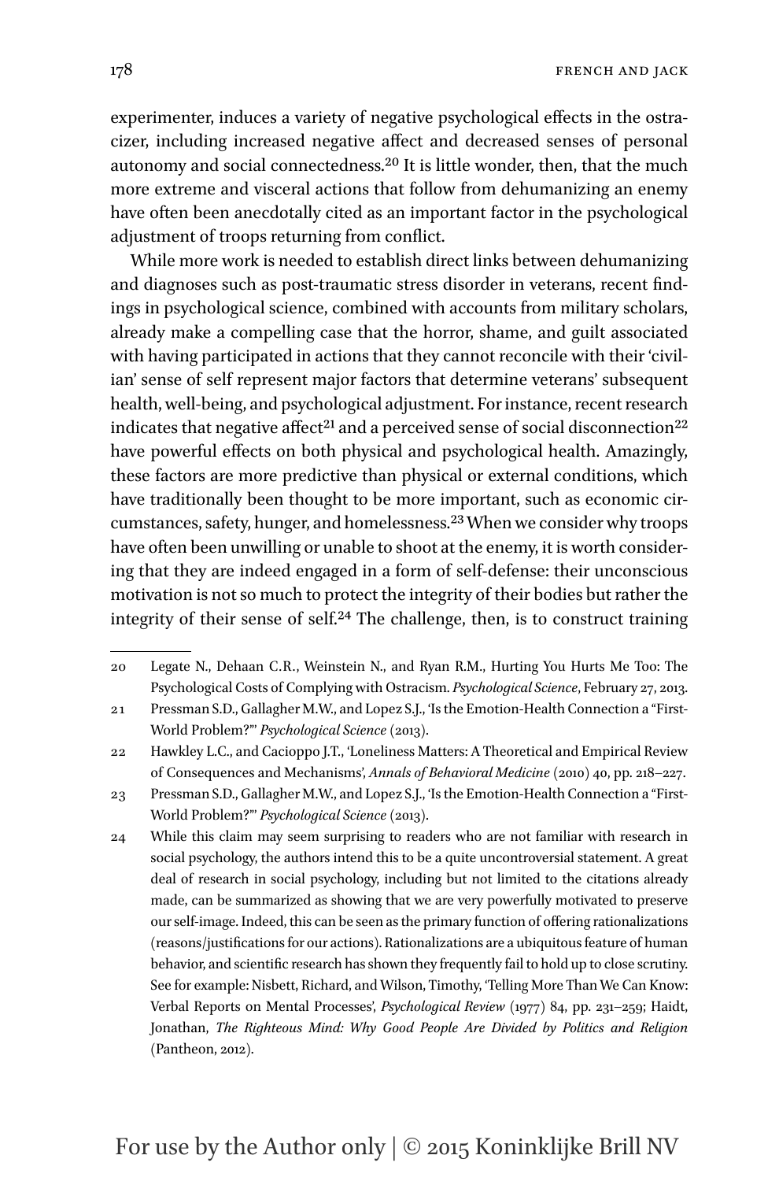experimenter, induces a variety of negative psychological effects in the ostracizer, including increased negative affect and decreased senses of personal autonomy and social connectedness.[20] It is little wonder, then, that the much more extreme and visceral actions that follow from dehumanizing an enemy have often been anecdotally cited as an important factor in the psychological adjustment of troops returning from conflict.

While more work is needed to establish direct links between dehumanizing and diagnoses such as post-traumatic stress disorder in veterans, recent findings in psychological science, combined with accounts from military scholars, already make a compelling case that the horror, shame, and guilt associated with having participated in actions that they cannot reconcile with their 'civilian' sense of self represent major factors that determine veterans' subsequent health, well-being, and psychological adjustment. For instance, recent research indicates that negative affect[21] and a perceived sense of social disconnection[22] have powerful effects on both physical and psychological health. Amazingly, these factors are more predictive than physical or external conditions, which have traditionally been thought to be more important, such as economic circumstances, safety, hunger, and homelessness.[23] When we consider why troops have often been unwilling or unable to shoot at the enemy, it is worth considering that they are indeed engaged in a form of self-defense: their unconscious motivation is not so much to protect the integrity of their bodies but rather the integrity of their sense of self.[24] The challenge, then, is to construct training

---

20 Legate N., Dehaan C.R., Weinstein N., and Ryan R.M., Hurting You Hurts Me Too: The Psychological Costs of Complying with Ostracism. *Psychological Science*, February 27, 2013.

21 Pressman S.D., Gallagher M.W., and Lopez S.J., 'Is the Emotion-Health Connection a "First-World Problem?"' *Psychological Science* (2013).

22 Hawkley L.C., and Cacioppo J.T., 'Loneliness Matters: A Theoretical and Empirical Review of Consequences and Mechanisms', *Annals of Behavioral Medicine* (2010) 40, pp. 218–227.

23 Pressman S.D., Gallagher M.W., and Lopez S.J., 'Is the Emotion-Health Connection a "First-World Problem?"' *Psychological Science* (2013).

24 While this claim may seem surprising to readers who are not familiar with research in social psychology, the authors intend this to be a quite uncontroversial statement. A great deal of research in social psychology, including but not limited to the citations already made, can be summarized as showing that we are very powerfully motivated to preserve our self-image. Indeed, this can be seen as the primary function of offering rationalizations (reasons/justifications for our actions). Rationalizations are a ubiquitous feature of human behavior, and scientific research has shown they frequently fail to hold up to close scrutiny. See for example: Nisbett, Richard, and Wilson, Timothy, 'Telling More Than We Can Know: Verbal Reports on Mental Processes', *Psychological Review* (1977) 84, pp. 231–259; Haidt, Jonathan, *The Righteous Mind: Why Good People Are Divided by Politics and Religion* (Pantheon, 2012).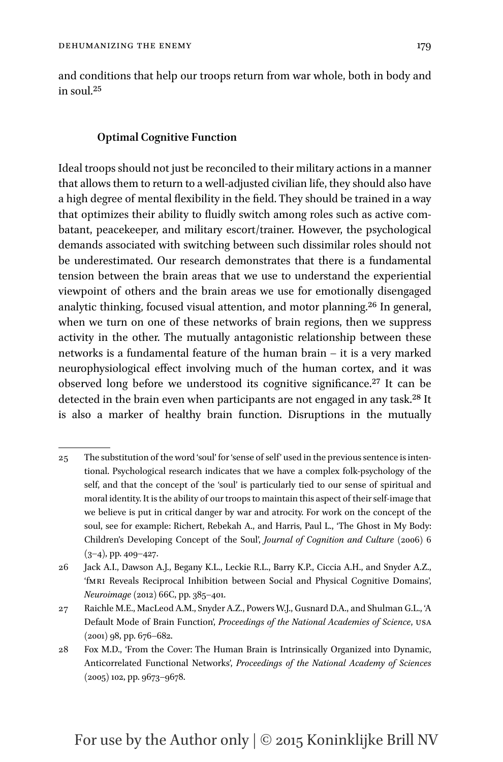and conditions that help our troops return from war whole, both in body and in soul.[25]

### Optimal Cognitive Function

Ideal troops should not just be reconciled to their military actions in a manner that allows them to return to a well-adjusted civilian life, they should also have a high degree of mental flexibility in the field. They should be trained in a way that optimizes their ability to fluidly switch among roles such as active combatant, peacekeeper, and military escort/trainer. However, the psychological demands associated with switching between such dissimilar roles should not be underestimated. Our research demonstrates that there is a fundamental tension between the brain areas that we use to understand the experiential viewpoint of others and the brain areas we use for emotionally disengaged analytic thinking, focused visual attention, and motor planning.[26] In general, when we turn on one of these networks of brain regions, then we suppress activity in the other. The mutually antagonistic relationship between these networks is a fundamental feature of the human brain – it is a very marked neurophysiological effect involving much of the human cortex, and it was observed long before we understood its cognitive significance.[27] It can be detected in the brain even when participants are not engaged in any task.[28] It is also a marker of healthy brain function. Disruptions in the mutually

---

25 The substitution of the word 'soul' for 'sense of self' used in the previous sentence is intentional. Psychological research indicates that we have a complex folk-psychology of the self, and that the concept of the 'soul' is particularly tied to our sense of spiritual and moral identity. It is the ability of our troops to maintain this aspect of their self-image that we believe is put in critical danger by war and atrocity. For work on the concept of the soul, see for example: Richert, Rebekah A., and Harris, Paul L., 'The Ghost in My Body: Children's Developing Concept of the Soul', *Journal of Cognition and Culture* (2006) 6 (3–4), pp. 409–427.

26 Jack A.I., Dawson A.J., Begany K.L., Leckie R.L., Barry K.P., Ciccia A.H., and Snyder A.Z., 'fMRI Reveals Reciprocal Inhibition between Social and Physical Cognitive Domains', *Neuroimage* (2012) 66C, pp. 385–401.

27 Raichle M.E., MacLeod A.M., Snyder A.Z., Powers W.J., Gusnard D.A., and Shulman G.L., 'A Default Mode of Brain Function', *Proceedings of the National Academies of Science*, USA (2001) 98, pp. 676–682.

28 Fox M.D., 'From the Cover: The Human Brain is Intrinsically Organized into Dynamic, Anticorrelated Functional Networks', *Proceedings of the National Academy of Sciences* (2005) 102, pp. 9673–9678.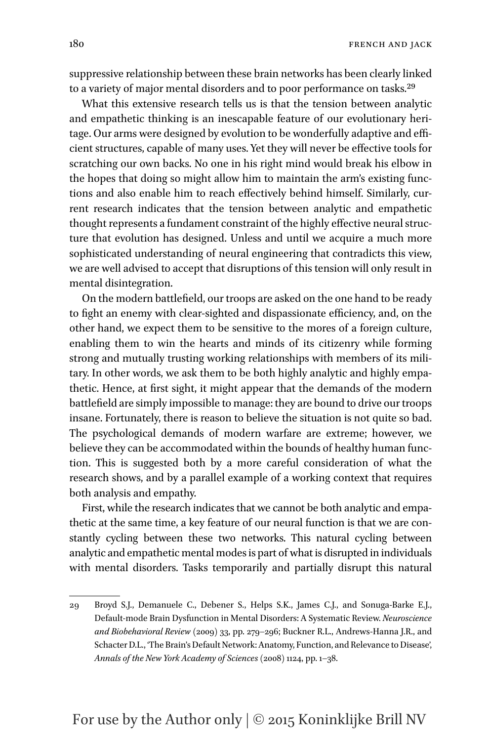suppressive relationship between these brain networks has been clearly linked to a variety of major mental disorders and to poor performance on tasks.[29]

What this extensive research tells us is that the tension between analytic and empathetic thinking is an inescapable feature of our evolutionary heritage. Our arms were designed by evolution to be wonderfully adaptive and efficient structures, capable of many uses. Yet they will never be effective tools for scratching our own backs. No one in his right mind would break his elbow in the hopes that doing so might allow him to maintain the arm's existing functions and also enable him to reach effectively behind himself. Similarly, current research indicates that the tension between analytic and empathetic thought represents a fundament constraint of the highly effective neural structure that evolution has designed. Unless and until we acquire a much more sophisticated understanding of neural engineering that contradicts this view, we are well advised to accept that disruptions of this tension will only result in mental disintegration.

On the modern battlefield, our troops are asked on the one hand to be ready to fight an enemy with clear-sighted and dispassionate efficiency, and, on the other hand, we expect them to be sensitive to the mores of a foreign culture, enabling them to win the hearts and minds of its citizenry while forming strong and mutually trusting working relationships with members of its military. In other words, we ask them to be both highly analytic and highly empathetic. Hence, at first sight, it might appear that the demands of the modern battlefield are simply impossible to manage: they are bound to drive our troops insane. Fortunately, there is reason to believe the situation is not quite so bad. The psychological demands of modern warfare are extreme; however, we believe they can be accommodated within the bounds of healthy human function. This is suggested both by a more careful consideration of what the research shows, and by a parallel example of a working context that requires both analysis and empathy.

First, while the research indicates that we cannot be both analytic and empathetic at the same time, a key feature of our neural function is that we are constantly cycling between these two networks. This natural cycling between analytic and empathetic mental modes is part of what is disrupted in individuals with mental disorders. Tasks temporarily and partially disrupt this natural

29 Broyd S.J., Demanuele C., Debener S., Helps S.K., James C.J., and Sonuga-Barke E.J., Default-mode Brain Dysfunction in Mental Disorders: A Systematic Review. *Neuroscience and Biobehavioral Review* (2009) 33, pp. 279–296; Buckner R.L., Andrews-Hanna J.R., and Schacter D.L., 'The Brain's Default Network: Anatomy, Function, and Relevance to Disease', *Annals of the New York Academy of Sciences* (2008) 1124, pp. 1–38.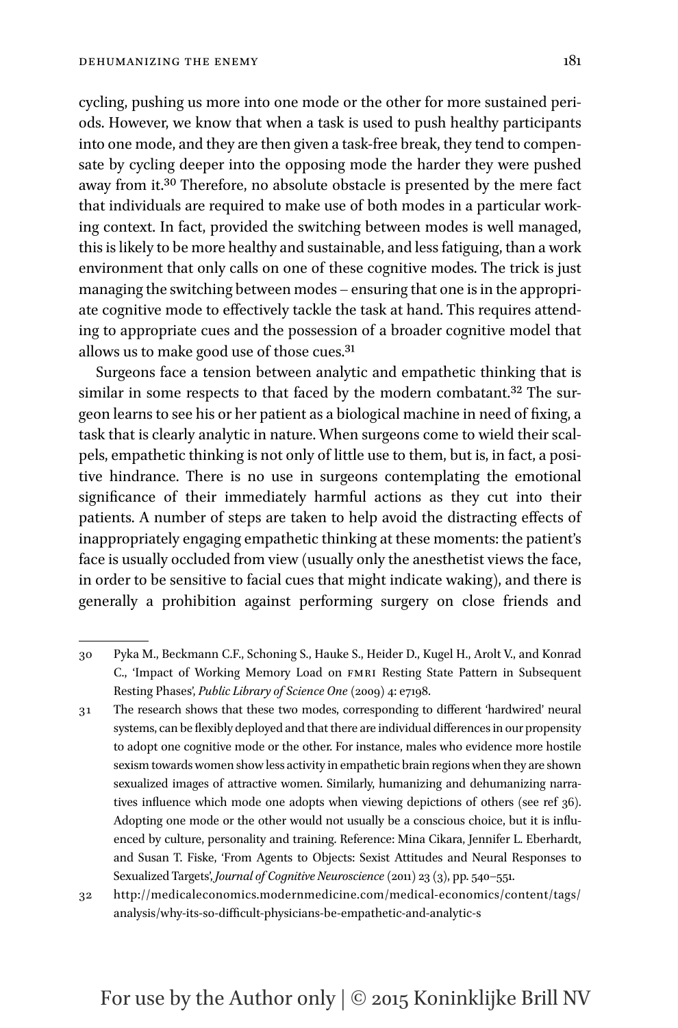cycling, pushing us more into one mode or the other for more sustained periods. However, we know that when a task is used to push healthy participants into one mode, and they are then given a task-free break, they tend to compensate by cycling deeper into the opposing mode the harder they were pushed away from it.[30] Therefore, no absolute obstacle is presented by the mere fact that individuals are required to make use of both modes in a particular working context. In fact, provided the switching between modes is well managed, this is likely to be more healthy and sustainable, and less fatiguing, than a work environment that only calls on one of these cognitive modes. The trick is just managing the switching between modes – ensuring that one is in the appropriate cognitive mode to effectively tackle the task at hand. This requires attending to appropriate cues and the possession of a broader cognitive model that allows us to make good use of those cues.[31]

Surgeons face a tension between analytic and empathetic thinking that is similar in some respects to that faced by the modern combatant.[32] The surgeon learns to see his or her patient as a biological machine in need of fixing, a task that is clearly analytic in nature. When surgeons come to wield their scalpels, empathetic thinking is not only of little use to them, but is, in fact, a positive hindrance. There is no use in surgeons contemplating the emotional significance of their immediately harmful actions as they cut into their patients. A number of steps are taken to help avoid the distracting effects of inappropriately engaging empathetic thinking at these moments: the patient's face is usually occluded from view (usually only the anesthetist views the face, in order to sensitive to facial cues that might indicate waking), and there is generally a prohibition against performing surgery on close friends and

---

30 Pyka M., Beckmann C.F., Schoning S., Hauke S., Heider D., Kugel H., Arolt V., and Konrad C., 'Impact of Working Memory Load on FMRI Resting State Pattern in Subsequent Resting Phases', *Public Library of Science One* (2009) 4: e7198.

31 The research shows that these two modes, corresponding to different 'hardwired' neural systems, can be flexibly deployed and that there are individual differences in our propensity to adopt one cognitive mode or the other. For instance, males who evidence more hostile sexism towards women show less activity in empathetic brain regions when they are shown sexualized images of attractive women. Similarly, humanizing and dehumanizing narratives influence which mode one adopts when viewing depictions of others (see ref 36). Adopting one mode or the other would not usually be a conscious choice, but it is influenced by culture, personality and training. Reference: Mina Cikara, Jennifer L. Eberhardt, and Susan T. Fiske, 'From Agents to Objects: Sexist Attitudes and Neural Responses to Sexualized Targets', *Journal of Cognitive Neuroscience* (2011) 23 (3), pp. 540–551.

32 http://medicaleconomics.modernmedicine.com/medical-economics/content/tags/analysis/why-its-so-difficult-physicians-be-empathetic-and-analytic-s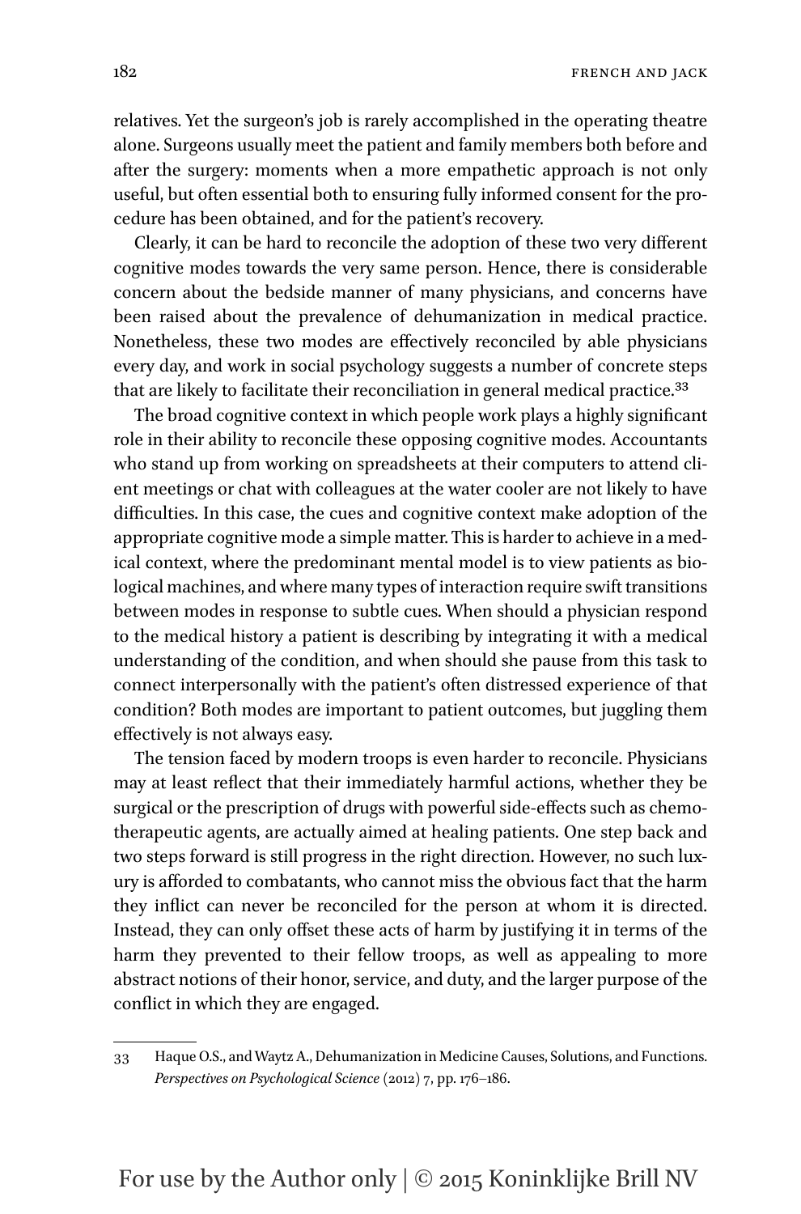relatives. Yet the surgeon's job is rarely accomplished in the operating theatre alone. Surgeons usually meet the patient and family members both before and after the surgery: moments when a more empathetic approach is not only useful, but often essential both to ensuring fully informed consent for the procedure has been obtained, and for the patient's recovery.

Clearly, it can be hard to reconcile the adoption of these two very different cognitive modes towards the very same person. Hence, there is considerable concern about the bedside manner of many physicians, and concerns have been raised about the prevalence of dehumanization in medical practice. Nonetheless, these two modes are effectively reconciled by able physicians every day, and work in social psychology suggests a number of concrete steps that are likely to facilitate their reconciliation in general medical practice.[33]

The broad cognitive context in which people work plays a highly significant role in their ability to reconcile these opposing cognitive modes. Accountants who stand up from working on spreadsheets at their computers to attend client meetings or chat with colleagues at the water cooler are not likely to have difficulties. In this case, the cues and cognitive context make adoption of the appropriate cognitive mode a simple matter. This is harder to achieve in a medical context, where the predominant mental model is to view patients as biological machines, and where many types of interaction require swift transitions between modes in response to subtle cues. When should a physician respond to the medical history a patient is describing by integrating it with a medical understanding of the condition, and when should she pause from this task to connect interpersonally with the patient's often distressed experience of that condition? Both modes are important to patient outcomes, but juggling them effectively is not always easy.

The tension faced by modern troops is even harder to reconcile. Physicians may at least reflect that their immediately harmful actions, whether they be surgical or the prescription of drugs with powerful side-effects such as chemotherapeutic agents, are actually aimed at healing patients. One step back and two steps forward is still progress in the right direction. However, no such luxury is afforded to combatants, who cannot miss the obvious fact that the harm they inflict can never be reconciled for the person at whom it is directed. Instead, they can only offset these acts of harm by justifying it in terms of the harm they prevented to their fellow troops, as well as appealing to more abstract notions of their honor, service, and duty, and the larger purpose of the conflict in which they are engaged.

---

33 Haque O.S., and Waytz A., Dehumanization in Medicine Causes, Solutions, and Functions. *Perspectives on Psychological Science* (2012) 7, pp. 176–186.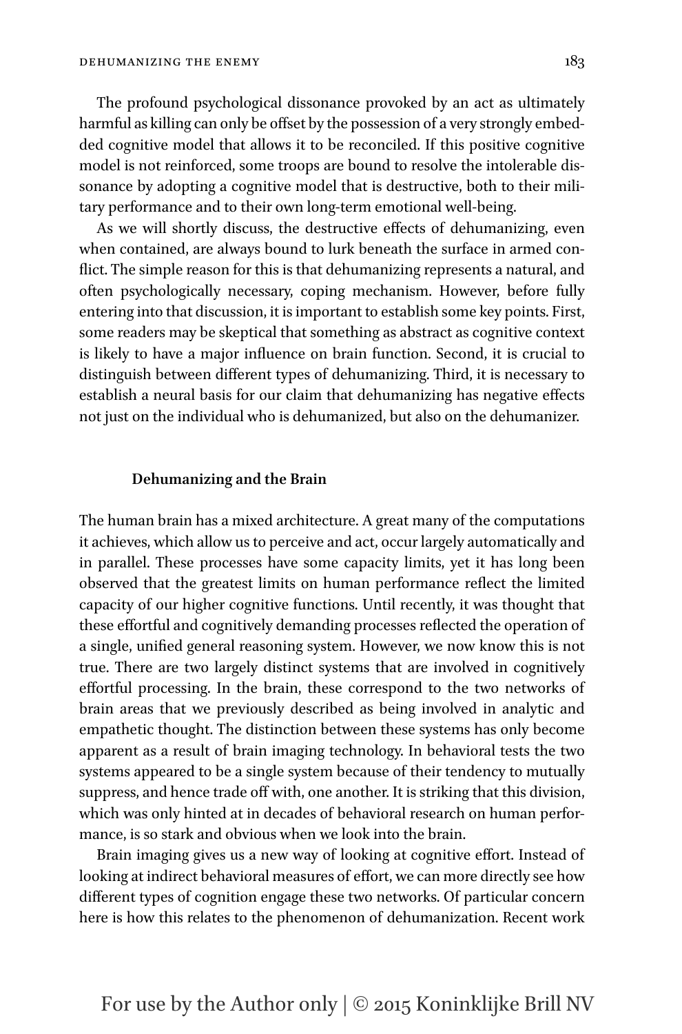The profound psychological dissonance provoked by an act as ultimately harmful as killing can only be offset by the possession of a very strongly embedded cognitive model that allows it to be reconciled. If this positive cognitive model is not reinforced, some troops are bound to resolve the intolerable dissonance by adopting a cognitive model that is destructive, both to their military performance and to their own long-term emotional well-being.

As we will shortly discuss, the destructive effects of dehumanizing, even when contained, are always bound to lurk beneath the surface in armed conflict. The simple reason for this is that dehumanizing represents a natural, and often psychologically necessary, coping mechanism. However, before fully entering into that discussion, it is important to establish some key points. First, some readers may be skeptical that something as abstract as cognitive context is likely to have a major influence on brain function. Second, it is crucial to distinguish between different types of dehumanizing. Third, it is necessary to establish a neural basis for our claim that dehumanizing has negative effects not just on the individual who is dehumanized, but also on the dehumanizer.

### Dehumanizing and the Brain

The human brain has a mixed architecture. A great many of the computations it achieves, which allow us to perceive and act, occur largely automatically and in parallel. These processes have some capacity limits, yet it has long been observed that the greatest limits on human performance reflect the limited capacity of our higher cognitive functions. Until recently, it was thought that these effortful and cognitively demanding processes reflected the operation of a single, unified general reasoning system. However, we now know this is not true. There are two largely distinct systems that are involved in cognitively effortful processing. In the brain, these correspond to the two networks of brain areas that we previously described as being involved in analytic and empathetic thought. The distinction between these systems has only become apparent as a result of brain imaging technology. In behavioral tests the two systems appeared to be a single system because of their tendency to mutually suppress, and hence trade off with, one another. It is striking that this division, which was only hinted at in decades of behavioral research on human performance, is so stark and obvious when we look into the brain.

Brain imaging gives us a new way of looking at cognitive effort. Instead of looking at indirect behavioral measures of effort, we can more directly see how different types of cognition engage these two networks. Of particular concern here is how this relates to the phenomenon of dehumanization. Recent work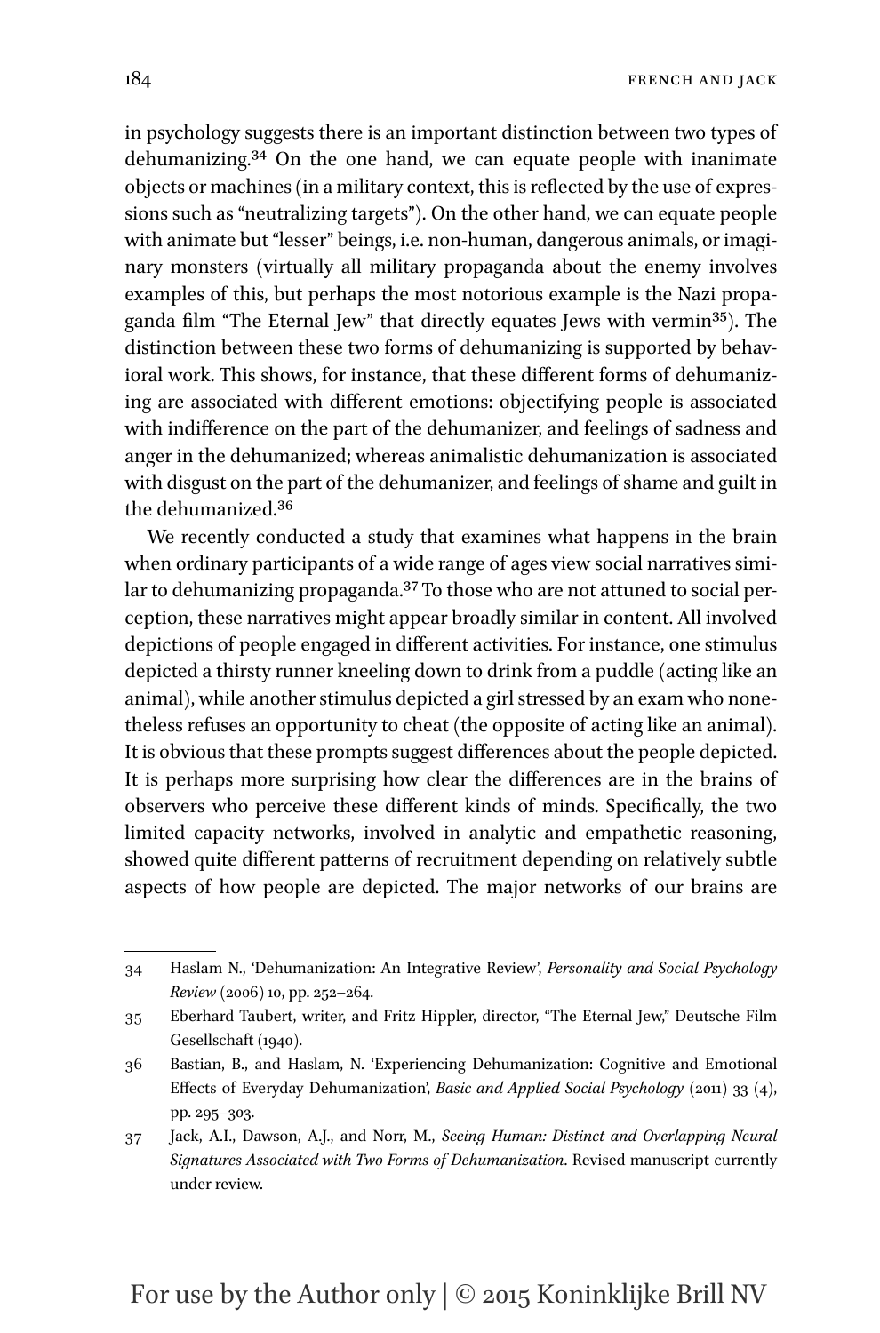in psychology suggests there is an important distinction between two types of dehumanizing.[34] On the one hand, we can equate people with inanimate objects or machines (in a military context, this is reflected by the use of expressions such as "neutralizing targets"). On the other hand, we can equate people with animate but "lesser" beings, i.e. non-human, dangerous animals, or imaginary monsters (virtually all military propaganda about the enemy involves examples of this, but perhaps the most notorious example is the Nazi propaganda film "The Eternal Jew" that directly equates Jews with vermin[35]). The distinction between these two forms of dehumanizing is supported by behavioral work. This shows, for instance, that these different forms of dehumanizing are associated with different emotions: objectifying people is associated with indifference on the part of the dehumanizer, and feelings of sadness and anger in the dehumanized; whereas animalistic dehumanization is associated with disgust on the part of the dehumanizer, and feelings of shame and guilt in the dehumanized.[36]

We recently conducted a study that examines what happens in the brain when ordinary participants of a wide range of ages view social narratives similar to dehumanizing propaganda.[37] To those who are not attuned to social perception, these narratives might appear broadly similar in content. All involved depictions of people engaged in different activities. For instance, one stimulus depicted a thirsty runner kneeling down to drink from a puddle (acting like an animal), while another stimulus depicted a girl stressed by an exam who nonetheless refuses an opportunity to cheat (the opposite of acting like an animal). It is obvious that these prompts suggest differences about the people depicted. It is perhaps more surprising how clear the differences are in the brains of observers who perceive these different kinds of minds. Specifically, the two limited capacity networks, involved in analytic and empathetic reasoning, showed quite different patterns of recruitment depending on relatively subtle aspects of how people are depicted. The major networks of our brains are

---

34 Haslam N., 'Dehumanization: An Integrative Review', *Personality and Social Psychology Review* (2006) 10, pp. 252–264.

35 Eberhard Taubert, writer, and Fritz Hippler, director, "The Eternal Jew," Deutsche Film Gesellschaft (1940).

36 Bastian, B., and Haslam, N. 'Experiencing Dehumanization: Cognitive and Emotional Effects of Everyday Dehumanization', *Basic and Applied Social Psychology* (2011) 33 (4), pp. 295–303.

37 Jack, A.I., Dawson, A.J., and Norr, M., *Seeing Human: Distinct and Overlapping Neural Signatures Associated with Two Forms of Dehumanization*. Revised manuscript currently under review.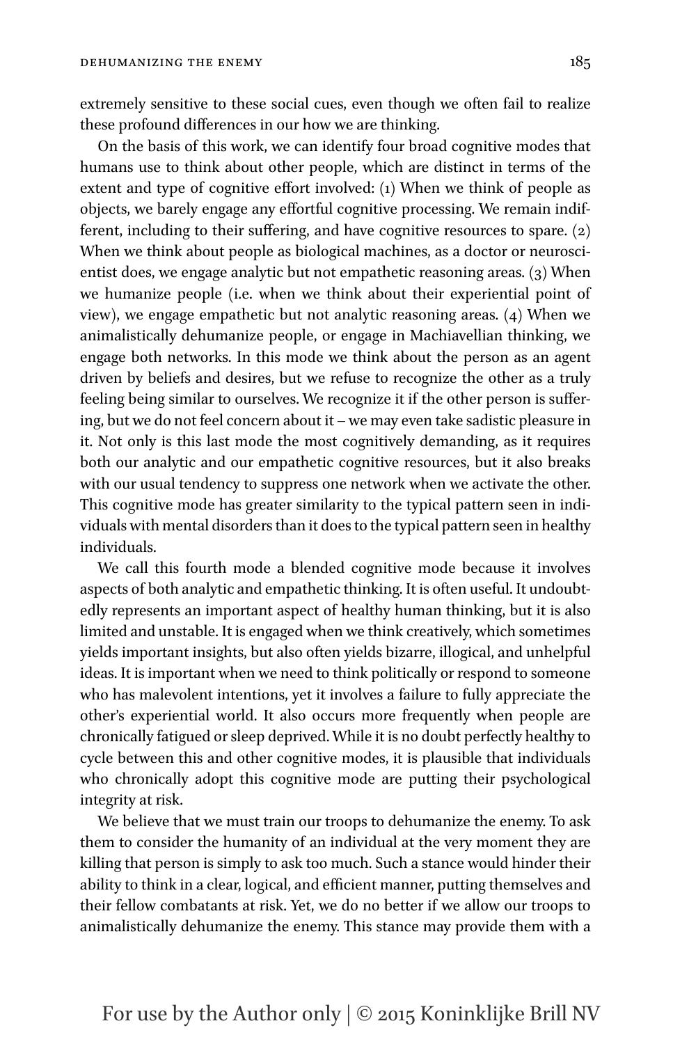extremely sensitive to these social cues, even though we often fail to realize these profound differences in our how we are thinking.

On the basis of this work, we can identify four broad cognitive modes that humans use to think about other people, which are distinct in terms of the extent and type of cognitive effort involved: (1) When we think of people as objects, we barely engage any effortful cognitive processing. We remain indifferent, including to their suffering, and have cognitive resources to spare. (2) When we think about people as biological machines, as a doctor or neuroscientist does, we engage analytic but not empathetic reasoning areas. (3) When we humanize people (i.e. when we think about their experiential point of view), we engage empathetic but not analytic reasoning areas. (4) When we animalistically dehumanize people, or engage in Machiavellian thinking, we engage both networks. In this mode we think about the person as an agent driven by beliefs and desires, but we refuse to recognize the other as a truly feeling being similar to ourselves. We recognize it if the other person is suffering, but we do not feel concern about it – we may even take sadistic pleasure in it. Not only is this last mode the most cognitively demanding, as it requires both our analytic and our empathetic cognitive resources, but it also breaks with our usual tendency to suppress one network when we activate the other. This cognitive mode has greater similarity to the typical pattern seen in individuals with mental disorders than it does to the typical pattern seen in healthy individuals.

We call this fourth mode a blended cognitive mode because it involves aspects of both analytic and empathetic thinking. It is often useful. It undoubtedly represents an important aspect of healthy human thinking, but it is also limited and unstable. It is engaged when we think creatively, which sometimes yields important insights, but also often yields bizarre, illogical, and unhelpful ideas. It is important when we need to think politically or respond to someone who has malevolent intentions, yet it involves a failure to fully appreciate the other's experiential world. It also occurs more frequently when people are chronically fatigued or sleep deprived. While it is no doubt perfectly healthy to cycle between this and other cognitive modes, it is plausible that individuals who chronically adopt this cognitive mode are putting their psychological integrity at risk.

We believe that we must train our troops to dehumanize the enemy. To ask them to consider the humanity of an individual at the very moment they are killing that person is simply to ask too much. Such a stance would hinder their ability to think in a clear, logical, and efficient manner, putting themselves and their fellow combatants at risk. Yet, we do no better if we allow our troops to animalistically dehumanize the enemy. This stance may provide them with a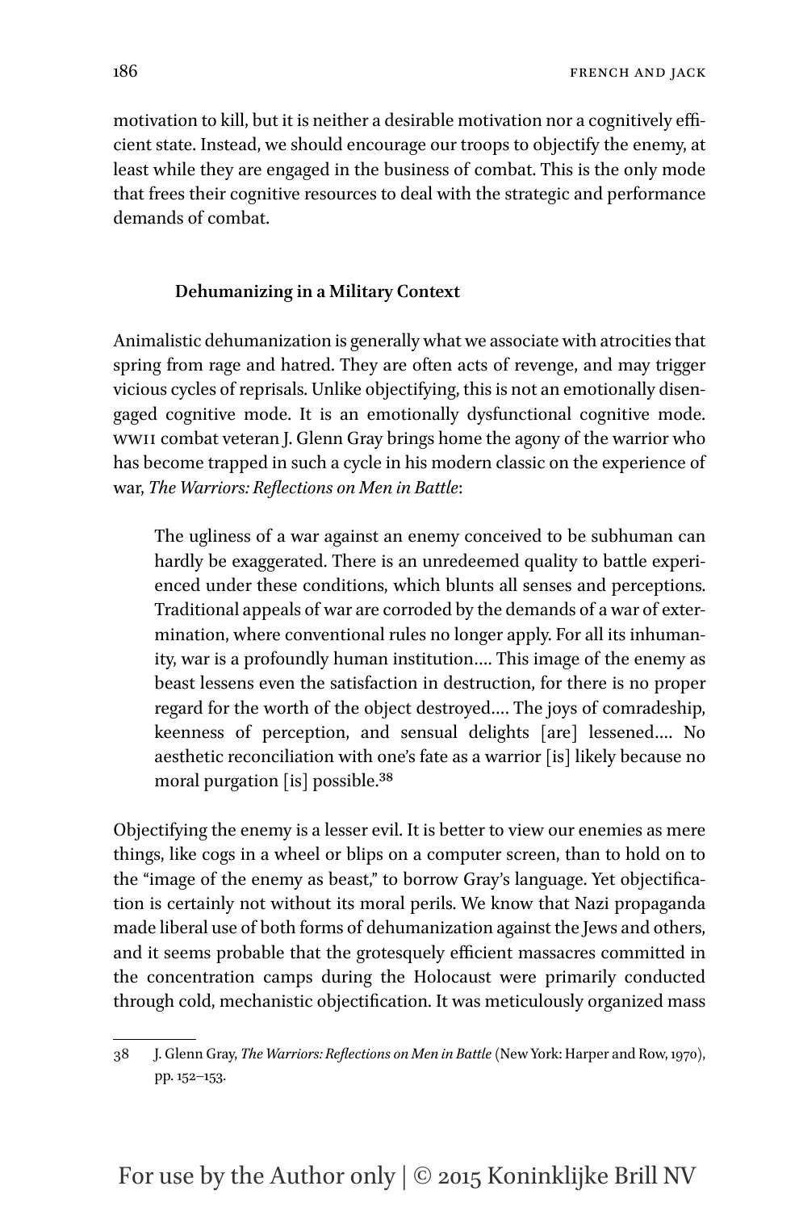motivation to kill, but it is neither a desirable motivation nor a cognitively efficient state. Instead, we should encourage our troops to objectify the enemy, at least while they are engaged in the business of combat. This is the only mode that frees their cognitive resources to deal with the strategic and performance demands of combat.

## Dehumanizing in a Military Context

Animalistic dehumanization is generally what we associate with atrocities that spring from rage and hatred. They are often acts of revenge, and may trigger vicious cycles of reprisals. Unlike objectifying, this is not an emotionally disengaged cognitive mode. It is an emotionally dysfunctional cognitive mode. WWII combat veteran J. Glenn Gray brings home the agony of the warrior who has become trapped in such a cycle in his modern classic on the experience of war, *The Warriors: Reflections on Men in Battle*:

> The ugliness of a war against an enemy conceived to be subhuman can hardly be exaggerated. There is an unredeemed quality to battle experienced under these conditions, which blunts all senses and perceptions. Traditional appeals of war are corroded by the demands of a war of extermination, where conventional rules no longer apply. For all its inhumanity, war is a profoundly human institution.... This image of the enemy as beast lessens even the satisfaction in destruction, for there is no proper regard for the worth of the object destroyed.... The joys of comradeship, keenness of perception, and sensual delights [are] lessened.... No aesthetic reconciliation with one's fate as a warrior [is] likely because no moral purgation [is] possible.[38]

Objectifying the enemy is a lesser evil. It is better to view our enemies as mere things, like cogs in a wheel or blips on a computer screen, than to hold on to the "image of the enemy as beast," to borrow Gray's language. Yet objectification is certainly not without its moral perils. We know that Nazi propaganda made liberal use of both forms of dehumanization against the Jews and others, and it seems probable that the grotesquely efficient massacres committed in the concentration camps during the Holocaust were primarily conducted through cold, mechanistic objectification. It was meticulously organized mass

38 J. Glenn Gray, *The Warriors: Reflections on Men in Battle* (New York: Harper and Row, 1970), pp. 152–153.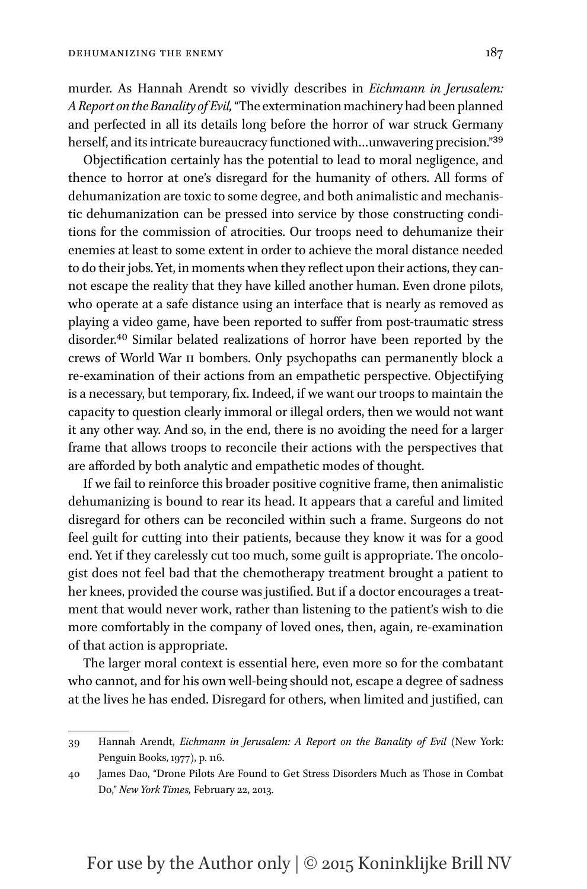murder. As Hannah Arendt so vividly describes in *Eichmann in Jerusalem: A Report on the Banality of Evil,* "The extermination machinery had been planned and perfected in all its details long before the horror of war struck Germany herself, and its intricate bureaucracy functioned with…unwavering precision."[39]

Objectification certainly has the potential to lead to moral negligence, and thence to horror at one's disregard for the humanity of others. All forms of dehumanization are toxic to some degree, and both animalistic and mechanistic dehumanization can be pressed into service by those constructing conditions for the commission of atrocities. Our troops need to dehumanize their enemies at least to some extent in order to achieve the moral distance needed to do their jobs. Yet, in moments when they reflect upon their actions, they cannot escape the reality that they have killed another human. Even drone pilots, who operate at a safe distance using an interface that is nearly as removed as playing a video game, have been reported to suffer from post-traumatic stress disorder.[40] Similar belated realizations of horror have been reported by the crews of World War II bombers. Only psychopaths can permanently block a re-examination of their actions from an empathetic perspective. Objectifying is a necessary, but temporary, fix. Indeed, if we want our troops to maintain the capacity to question clearly immoral or illegal orders, then we would not want it any other way. And so, in the end, there is no avoiding the need for a larger frame that allows troops to reconcile their actions with the perspectives that are afforded by both analytic and empathetic modes of thought.

If we fail to reinforce this broader positive cognitive frame, then animalistic dehumanizing is bound to rear its head. It appears that a careful and limited disregard for others can be reconciled within such a frame. Surgeons do not feel guilt for cutting into their patients, because they know it was for a good end. Yet if they carelessly cut too much, some guilt is appropriate. The oncologist does not feel bad that the chemotherapy treatment brought a patient to her knees, provided the course was justified. But if a doctor encourages a treatment that would never work, rather than listening to the patient's wish to die more comfortably in the company of loved ones, then, again, re-examination of that action is appropriate.

The larger moral context is essential here, even more so for the combatant who cannot, and for his own well-being should not, escape a degree of sadness at the lives he has ended. Disregard for others, when limited and justified, can

---

39 Hannah Arendt, *Eichmann in Jerusalem: A Report on the Banality of Evil* (New York: Penguin Books, 1977), p. 116.

40 James Dao, "Drone Pilots Are Found to Get Stress Disorders Much as Those in Combat Do," *New York Times,* February 22, 2013.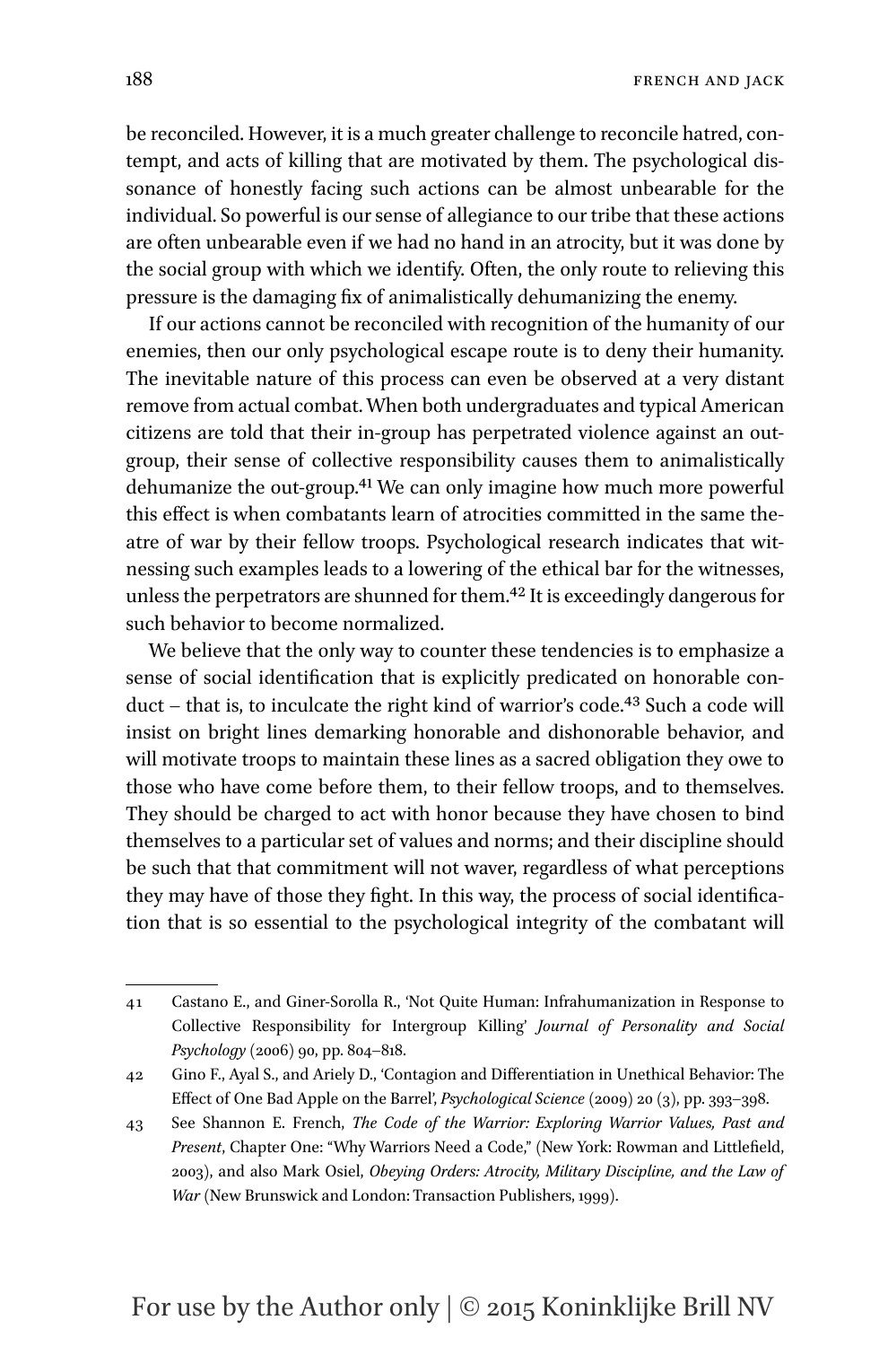be reconciled. However, it is a much greater challenge to reconcile hatred, contempt, and acts of killing that are motivated by them. The psychological dissonance of honestly facing such actions can be almost unbearable for the individual. So powerful is our sense of allegiance to our tribe that these actions are often unbearable even if we had no hand in an atrocity, but it was done by the social group with which we identify. Often, the only route to relieving this pressure is the damaging fix of animalistically dehumanizing the enemy.

If our actions cannot be reconciled with recognition of the humanity of our enemies, then our only psychological escape route is to deny their humanity. The inevitable nature of this process can even be observed at a very distant remove from actual combat. When both undergraduates and typical American citizens are told that their in-group has perpetrated violence against an out-group, their sense of collective responsibility causes them to animalistically dehumanize the out-group.[41] We can only imagine how much more powerful this effect is when combatants learn of atrocities committed in the same theatre of war by their fellow troops. Psychological research indicates that witnessing such examples leads to a lowering of the ethical bar for the witnesses, unless the perpetrators are shunned for them.[42] It is exceedingly dangerous for such behavior to become normalized.

We believe that the only way to counter these tendencies is to emphasize a sense of social identification that is explicitly predicated on honorable conduct – that is, to inculcate the right kind of warrior's code.[43] Such a code will insist on bright lines demarking honorable and dishonorable behavior, and will motivate troops to maintain these lines as a sacred obligation they owe to those who have come before them, to their fellow troops, and to themselves. They should be charged to act with honor because they have chosen to bind themselves to a particular set of values and norms; and their discipline should be such that that commitment will not waver, regardless of what perceptions they may have of those they fight. In this way, the process of social identification that is so essential to the psychological integrity of the combatant will

---

41 Castano E., and Giner-Sorolla R., 'Not Quite Human: Infrahumanization in Response to Collective Responsibility for Intergroup Killing' *Journal of Personality and Social Psychology* (2006) 90, pp. 804–818.

42 Gino F., Ayal S., and Ariely D., 'Contagion and Differentiation in Unethical Behavior: The Effect of One Bad Apple on the Barrel', *Psychological Science* (2009) 20 (3), pp. 393–398.

43 See Shannon E. French, *The Code of the Warrior: Exploring Warrior Values, Past and Present*, Chapter One: "Why Warriors Need a Code," (New York: Rowman and Littlefield, 2003), and also Mark Osiel, *Obeying Orders: Atrocity, Military Discipline, and the Law of War* (New Brunswick and London: Transaction Publishers, 1999).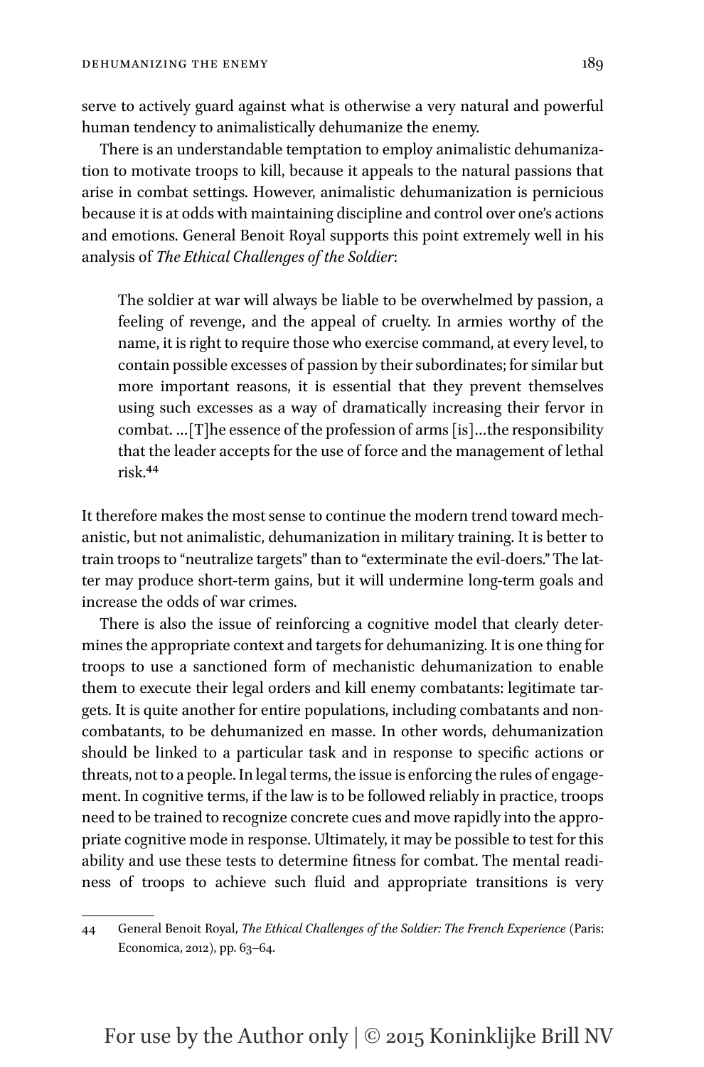serve to actively guard against what is otherwise a very natural and powerful human tendency to animalistically dehumanize the enemy.

There is an understandable temptation to employ animalistic dehumanization to motivate troops to kill, because it appeals to the natural passions that arise in combat settings. However, animalistic dehumanization is pernicious because it is at odds with maintaining discipline and control over one's actions and emotions. General Benoit Royal supports this point extremely well in his analysis of *The Ethical Challenges of the Soldier*:

> The soldier at war will always be liable to be overwhelmed by passion, a feeling of revenge, and the appeal of cruelty. In armies worthy of the name, it is right to require those who exercise command, at every level, to contain possible excesses of passion by their subordinates; for similar but more important reasons, it is essential that they prevent themselves using such excesses as a way of dramatically increasing their fervor in combat. ...[T]he essence of the profession of arms [is]...the responsibility that the leader accepts for the use of force and the management of lethal risk.[44]

It therefore makes the most sense to continue the modern trend toward mechanistic, but not animalistic, dehumanization in military training. It is better to train troops to "neutralize targets" than to "exterminate the evil-doers." The latter may produce short-term gains, but it will undermine long-term goals and increase the odds of war crimes.

There is also the issue of reinforcing a cognitive model that clearly determines the appropriate context and targets for dehumanizing. It is one thing for troops to use a sanctioned form of mechanistic dehumanization to enable them to execute their legal orders and kill enemy combatants: legitimate targets. It is quite another for entire populations, including combatants and noncombatants, to be dehumanized en masse. In other words, dehumanization should be linked to a particular task and in response to specific actions or threats, not to a people. In legal terms, the issue is enforcing the rules of engagement. In cognitive terms, if the law is to be followed reliably in practice, troops need to be trained to recognize concrete cues and move rapidly into the appropriate cognitive mode in response. Ultimately, it may be possible to test for this ability and use these tests to determine fitness for combat. The mental readiness of troops to achieve such fluid and appropriate transitions is very

---

44 General Benoit Royal, *The Ethical Challenges of the Soldier: The French Experience* (Paris: Economica, 2012), pp. 63–64.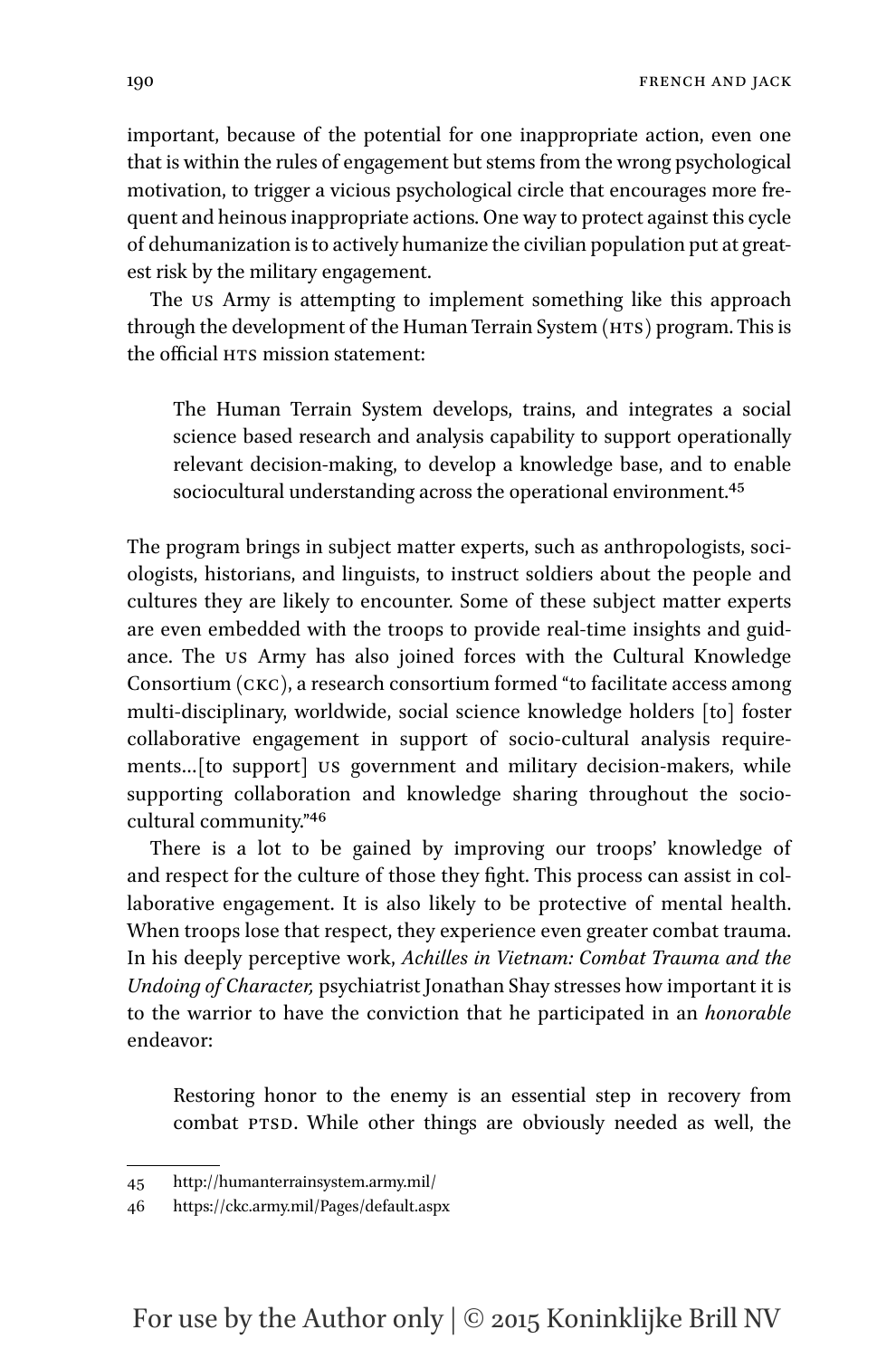important, because of the potential for one inappropriate action, even one that is within the rules of engagement but stems from the wrong psychological motivation, to trigger a vicious psychological circle that encourages more frequent and heinous inappropriate actions. One way to protect against this cycle of dehumanization is to actively humanize the civilian population put at greatest risk by the military engagement.

The US Army is attempting to implement something like this approach through the development of the Human Terrain System (HTS) program. This is the official HTS mission statement:

> The Human Terrain System develops, trains, and integrates a social science based research and analysis capability to support operationally relevant decision-making, to develop a knowledge base, and to enable sociocultural understanding across the operational environment.[45]

The program brings in subject matter experts, such as anthropologists, sociologists, historians, and linguists, to instruct soldiers about the people and cultures they are likely to encounter. Some of these subject matter experts are even embedded with the troops to provide real-time insights and guidance. The US Army has also joined forces with the Cultural Knowledge Consortium (CKC), a research consortium formed "to facilitate access among multi-disciplinary, worldwide, social science knowledge holders [to] foster collaborative engagement in support of socio-cultural analysis requirements…[to support] US government and military decision-makers, while supporting collaboration and knowledge sharing throughout the socio-cultural community."[46]

There is a lot to be gained by improving our troops' knowledge of and respect for the culture of those they fight. This process can assist in collaborative engagement. It is also likely to be protective of mental health. When troops lose that respect, they experience even greater combat trauma. In his deeply perceptive work, *Achilles in Vietnam: Combat Trauma and the Undoing of Character,* psychiatrist Jonathan Shay stresses how important it is to the warrior to have the conviction that he participated in an *honorable* endeavor:

> Restoring honor to the enemy is an essential step in recovery from combat PTSD. While other things are obviously needed as well, the

---

45 http://humanterrainsystem.army.mil/

46 https://ckc.army.mil/Pages/default.aspx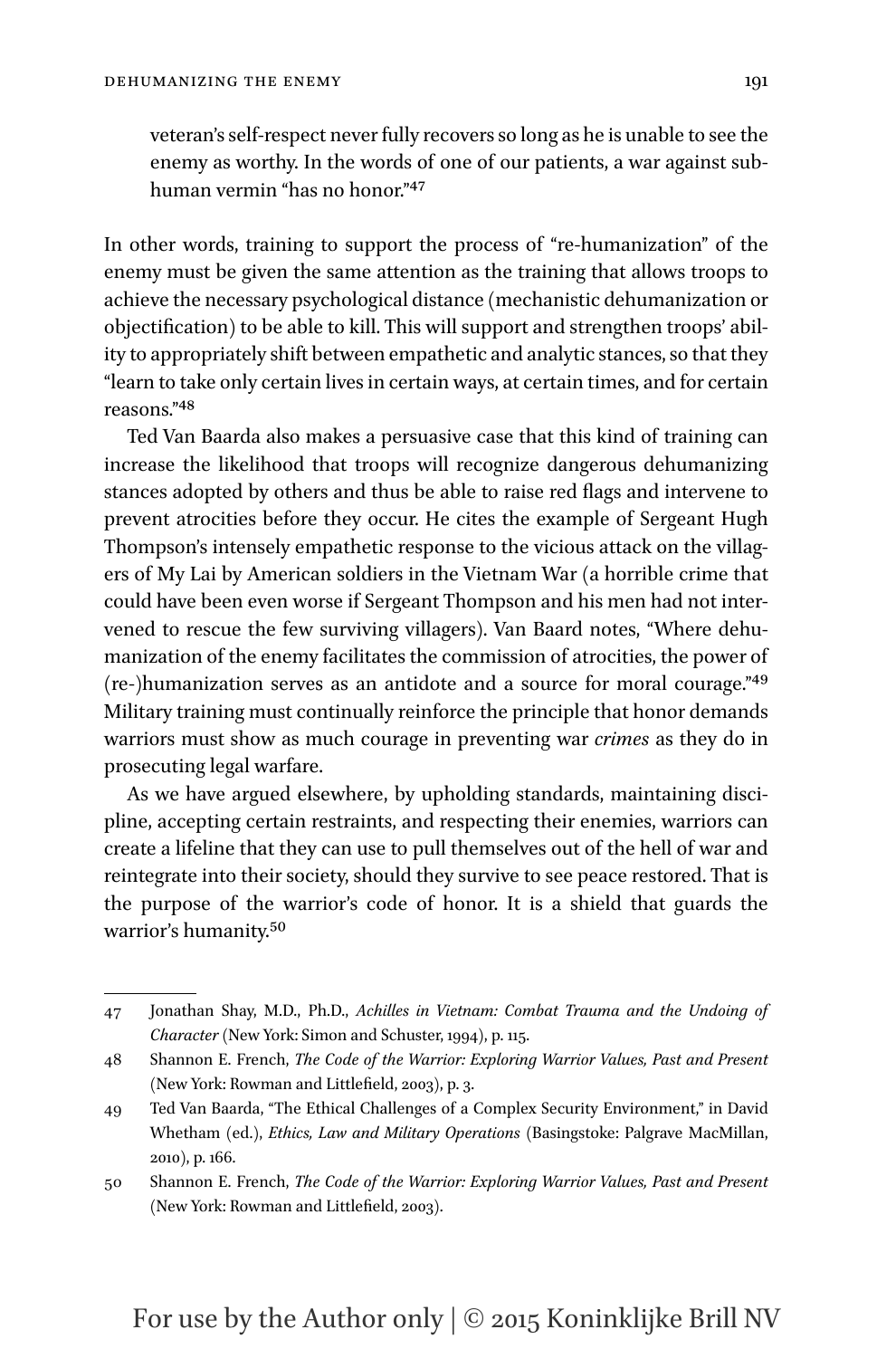veteran's self-respect never fully recovers so long as he is unable to see the enemy as worthy. In the words of one of our patients, a war against subhuman vermin "has no honor."[47]

In other words, training to support the process of "re-humanization" of the enemy must be given the same attention as the training that allows troops to achieve the necessary psychological distance (mechanistic dehumanization or objectification) to be able to kill. This will support and strengthen troops' ability to appropriately shift between empathetic and analytic stances, so that they "learn to take only certain lives in certain ways, at certain times, and for certain reasons."[48]

Ted Van Baarda also makes a persuasive case that this kind of training can increase the likelihood that troops will recognize dangerous dehumanizing stances adopted by others and thus be able to raise red flags and intervene to prevent atrocities before they occur. He cites the example of Sergeant Hugh Thompson's intensely empathetic response to the vicious attack on the villagers of My Lai by American soldiers in the Vietnam War (a horrible crime that could have been even worse if Sergeant Thompson and his men had not intervened to rescue the few surviving villagers). Van Baard notes, "Where dehumanization of the enemy facilitates the commission of atrocities, the power of (re-)humanization serves as an antidote and a source for moral courage."[49] Military training must continually reinforce the principle that honor demands warriors must show as much courage in preventing war *crimes* as they do in prosecuting legal warfare.

As we have argued elsewhere, by upholding standards, maintaining discipline, accepting certain restraints, and respecting their enemies, warriors can create a lifeline that they can use to pull themselves out of the hell of war and reintegrate into their society, should they survive to see peace restored. That is the purpose of the warrior's code of honor. It is a shield that guards the warrior's humanity.[50]

---

47 Jonathan Shay, M.D., Ph.D., *Achilles in Vietnam: Combat Trauma and the Undoing of Character* (New York: Simon and Schuster, 1994), p. 115.

48 Shannon E. French, *The Code of the Warrior: Exploring Warrior Values, Past and Present* (New York: Rowman and Littlefield, 2003), p. 3.

49 Ted Van Baarda, "The Ethical Challenges of a Complex Security Environment," in David Whetham (ed.), *Ethics, Law and Military Operations* (Basingstoke: Palgrave MacMillan, 2010), p. 166.

50 Shannon E. French, *The Code of the Warrior: Exploring Warrior Values, Past and Present* (New York: Rowman and Littlefield, 2003).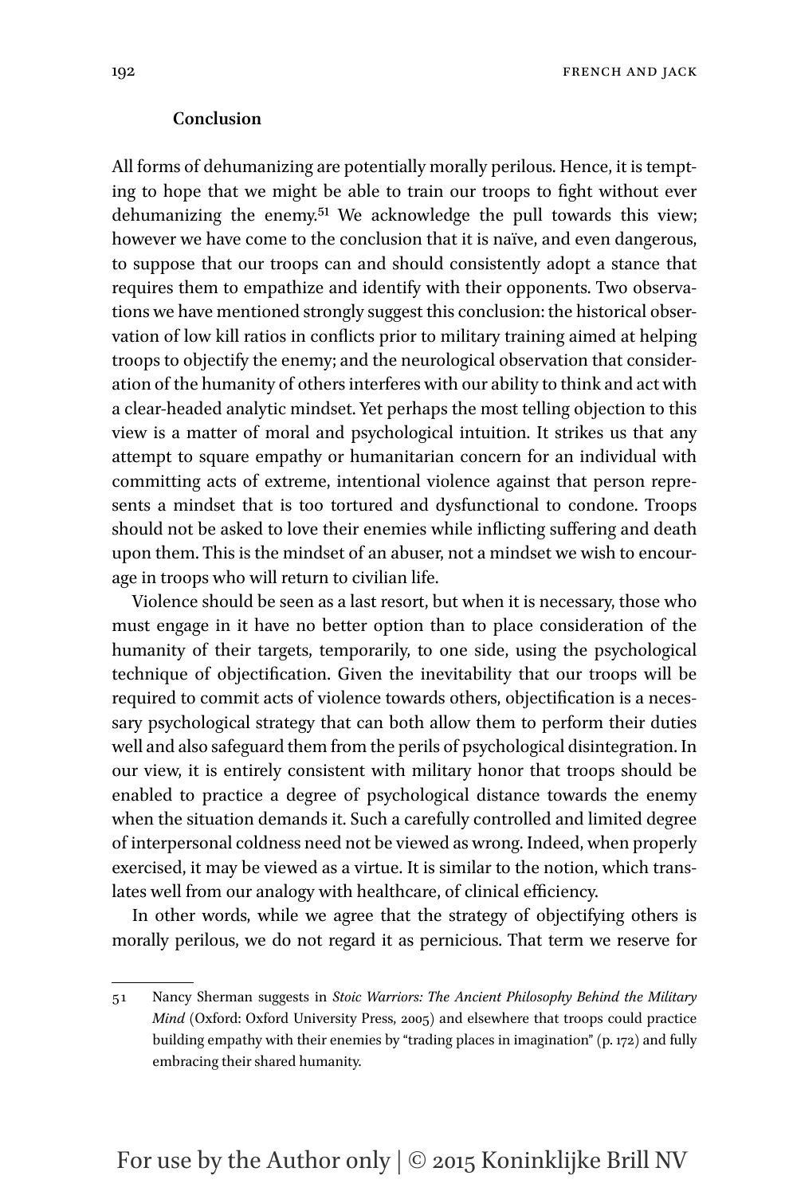## Conclusion

All forms of dehumanizing are potentially morally perilous. Hence, it is tempting to hope that we might be able to train our troops to fight without ever dehumanizing the enemy.[51] We acknowledge the pull towards this view; however we have come to the conclusion that it is naïve, and even dangerous, to suppose that our troops can and should consistently adopt a stance that requires them to empathize and identify with their opponents. Two observations we have mentioned strongly suggest this conclusion: the historical observation of low kill ratios in conflicts prior to military training aimed at helping troops to objectify the enemy; and the neurological observation that consideration of the humanity of others interferes with our ability to think and act with a clear-headed analytic mindset. Yet perhaps the most telling objection to this view is a matter of moral and psychological intuition. It strikes us that any attempt to square empathy or humanitarian concern for an individual with committing acts of extreme, intentional violence against that person represents a mindset that is too tortured and dysfunctional to condone. Troops should not be asked to love their enemies while inflicting suffering and death upon them. This is the mindset of an abuser, not a mindset we wish to encourage in troops who will return to civilian life.

Violence should be seen as a last resort, but when it is necessary, those who must engage in it have no better option than to place consideration of the humanity of their targets, temporarily, to one side, using the psychological technique of objectification. Given the inevitability that our troops will be required to commit acts of violence towards others, objectification is a necessary psychological strategy that can both allow them to perform their duties well and also safeguard them from the perils of psychological disintegration. In our view, it is entirely consistent with military honor that troops should be enabled to practice a degree of psychological distance towards the enemy when the situation demands it. Such a carefully controlled and limited degree of interpersonal coldness need not be viewed as wrong. Indeed, when properly exercised, it may be viewed as a virtue. It is similar to the notion, which translates well from our analogy with healthcare, of clinical efficiency.

In other words, while we agree that the strategy of objectifying others is morally perilous, we do not regard it as pernicious. That term we reserve for

---

51 Nancy Sherman suggests in *Stoic Warriors: The Ancient Philosophy Behind the Military Mind* (Oxford: Oxford University Press, 2005) and elsewhere that troops could practice building empathy with their enemies by "trading places in imagination" (p. 172) and fully embracing their shared humanity.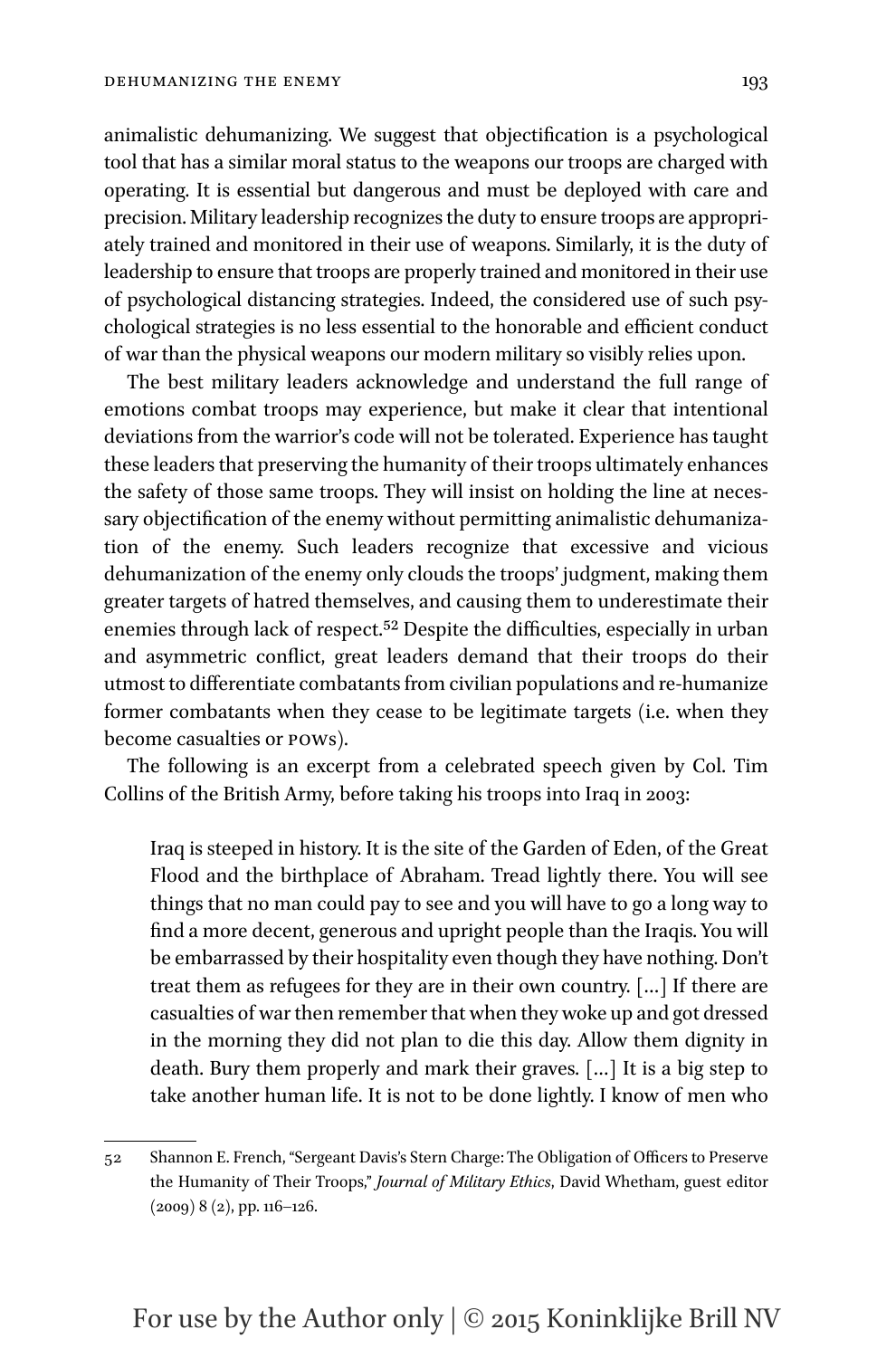animalistic dehumanizing. We suggest that objectification is a psychological tool that has a similar moral status to the weapons our troops are charged with operating. It is essential but dangerous and must be deployed with care and precision. Military leadership recognizes the duty to ensure troops are appropriately trained and monitored in their use of weapons. Similarly, it is the duty of leadership to ensure that troops are properly trained and monitored in their use of psychological distancing strategies. Indeed, the considered use of such psychological strategies is no less essential to the honorable and efficient conduct of war than the physical weapons our modern military so visibly relies upon.

The best military leaders acknowledge and understand the full range of emotions combat troops may experience, but make it clear that intentional deviations from the warrior's code will not be tolerated. Experience has taught these leaders that preserving the humanity of their troops ultimately enhances the safety of those same troops. They will insist on holding the line at necessary objectification of the enemy without permitting animalistic dehumanization of the enemy. Such leaders recognize that excessive and vicious dehumanization of the enemy only clouds the troops' judgment, making them greater targets of hatred themselves, and causing them to underestimate their enemies through lack of respect.[52] Despite the difficulties, especially in urban and asymmetric conflict, great leaders demand that their troops do their utmost to differentiate combatants from civilian populations and re-humanize former combatants when they cease to be legitimate targets (i.e. when they become casualties or POWs).

The following is an excerpt from a celebrated speech given by Col. Tim Collins of the British Army, before taking his troops into Iraq in 2003:

> Iraq is steeped in history. It is the site of the Garden of Eden, of the Great Flood and the birthplace of Abraham. Tread lightly there. You will see things that no man could pay to see and you will have to go a long way to find a more decent, generous and upright people than the Iraqis. You will be embarrassed by their hospitality even though they have nothing. Don't treat them as refugees for they are in their own country. [...] If there are casualties of war then remember that when they woke up and got dressed in the morning they did not plan to die this day. Allow them dignity in death. Bury them properly and mark their graves. [...] It is a big step to take another human life. It is not to be done lightly. I know of men who

52 Shannon E. French, "Sergeant Davis's Stern Charge: The Obligation of Officers to Preserve the Humanity of Their Troops," *Journal of Military Ethics*, David Whetham, guest editor (2009) 8 (2), pp. 116–126.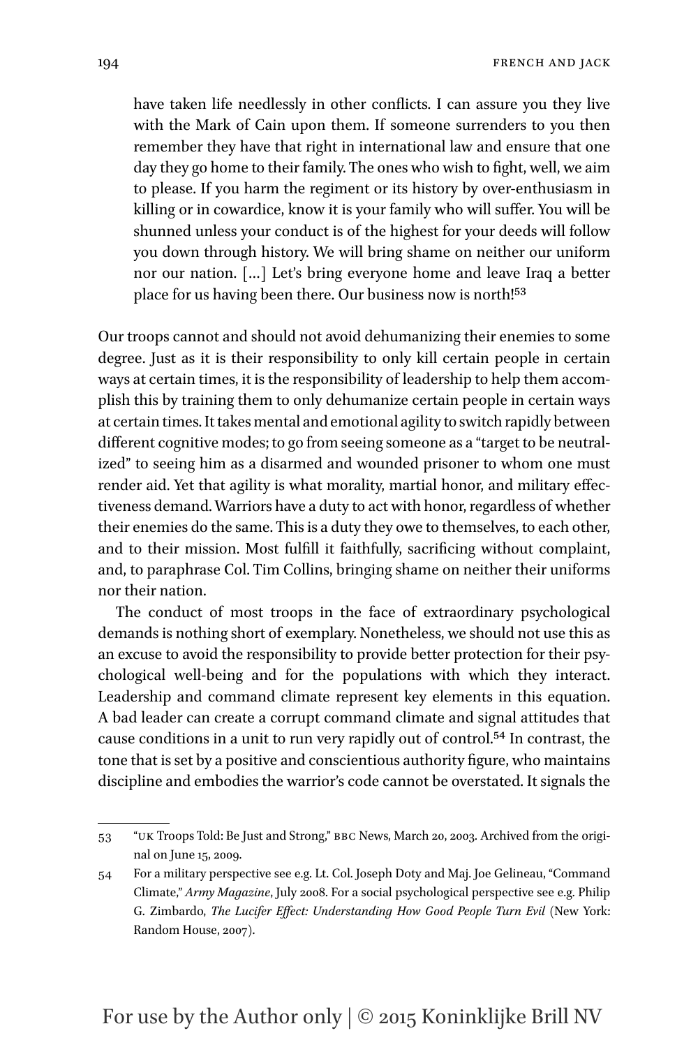> have taken life needlessly in other conflicts. I can assure you they live with the Mark of Cain upon them. If someone surrenders to you then remember they have that right in international law and ensure that one day they go home to their family. The ones who wish to fight, well, we aim to please. If you harm the regiment or its history by over-enthusiasm in killing or in cowardice, know it is your family who will suffer. You will be shunned unless your conduct is of the highest for your deeds will follow you down through history. We will bring shame on neither our uniform nor our nation. […] Let's bring everyone home and leave Iraq a better place for us having been there. Our business now is north![53]

Our troops cannot and should not avoid dehumanizing their enemies to some degree. Just as it is their responsibility to only kill certain people in certain ways at certain times, it is the responsibility of leadership to help them accomplish this by training them to only dehumanize certain people in certain ways at certain times. It takes mental and emotional agility to switch rapidly between different cognitive modes; to go from seeing someone as a "target to be neutralized" to seeing him as a disarmed and wounded prisoner to whom one must render aid. Yet that agility is what morality, martial honor, and military effectiveness demand. Warriors have a duty to act with honor, regardless of whether their enemies do the same. This is a duty they owe to themselves, to each other, and to their mission. Most fulfill it faithfully, sacrificing without complaint, and, to paraphrase Col. Tim Collins, bringing shame on neither their uniforms nor their nation.

The conduct of most troops in the face of extraordinary psychological demands is nothing short of exemplary. Nonetheless, we should not use this as an excuse to avoid the responsibility to provide better protection for their psychological well-being and for the populations with which they interact. Leadership and command climate represent key elements in this equation. A bad leader can create a corrupt command climate and signal attitudes that cause conditions in a unit to run very rapidly out of control.[54] In contrast, the tone that is set by a positive and conscientious authority figure, who maintains discipline and embodies the warrior's code cannot be overstated. It signals the

---

53 "UK Troops Told: Be Just and Strong," BBC News, March 20, 2003. Archived from the original on June 15, 2009.

54 For a military perspective see e.g. Lt. Col. Joseph Doty and Maj. Joe Gelineau, "Command Climate," *Army Magazine*, July 2008. For a social psychological perspective see e.g. Philip G. Zimbardo, *The Lucifer Effect: Understanding How Good People Turn Evil* (New York: Random House, 2007).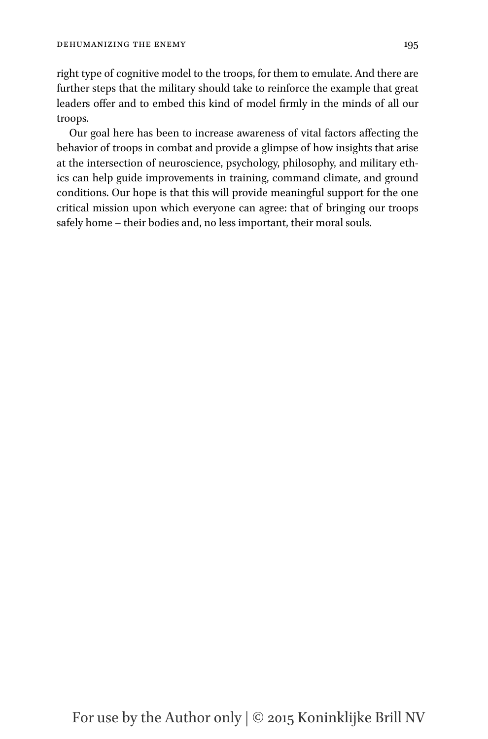right type of cognitive model to the troops, for them to emulate. And there are further steps that the military should take to reinforce the example that great leaders offer and to embed this kind of model firmly in the minds of all our troops.

Our goal here has been to increase awareness of vital factors affecting the behavior of troops in combat and provide a glimpse of how insights that arise at the intersection of neuroscience, psychology, philosophy, and military ethics can help guide improvements in training, command climate, and ground conditions. Our hope is that this will provide meaningful support for the one critical mission upon which everyone can agree: that of bringing our troops safely home – their bodies and, no less important, their moral souls.